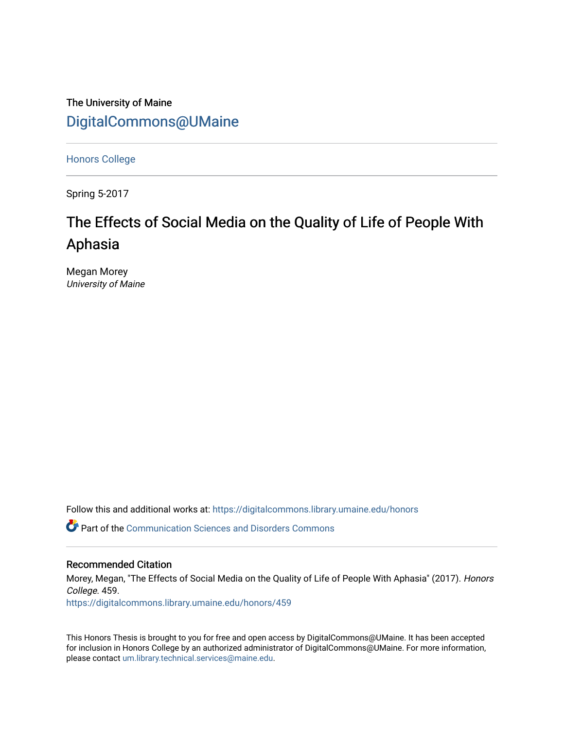The University of Maine

DigitalCommons@UMaine

Honors College

Spring 5-2017

# The Effects of Social Media on the Quality of Life of People With Aphasia

Megan Morey
*University of Maine*

Follow this and additional works at: https://digitalcommons.library.umaine.edu/honors

Part of the Communication Sciences and Disorders Commons

## Recommended Citation

Morey, Megan, "The Effects of Social Media on the Quality of Life of People With Aphasia" (2017). *Honors College*. 459.
https://digitalcommons.library.umaine.edu/honors/459

This Honors Thesis is brought to you for free and open access by DigitalCommons@UMaine. It has been accepted for inclusion in Honors College by an authorized administrator of DigitalCommons@UMaine. For more information, please contact um.library.technical.services@maine.edu.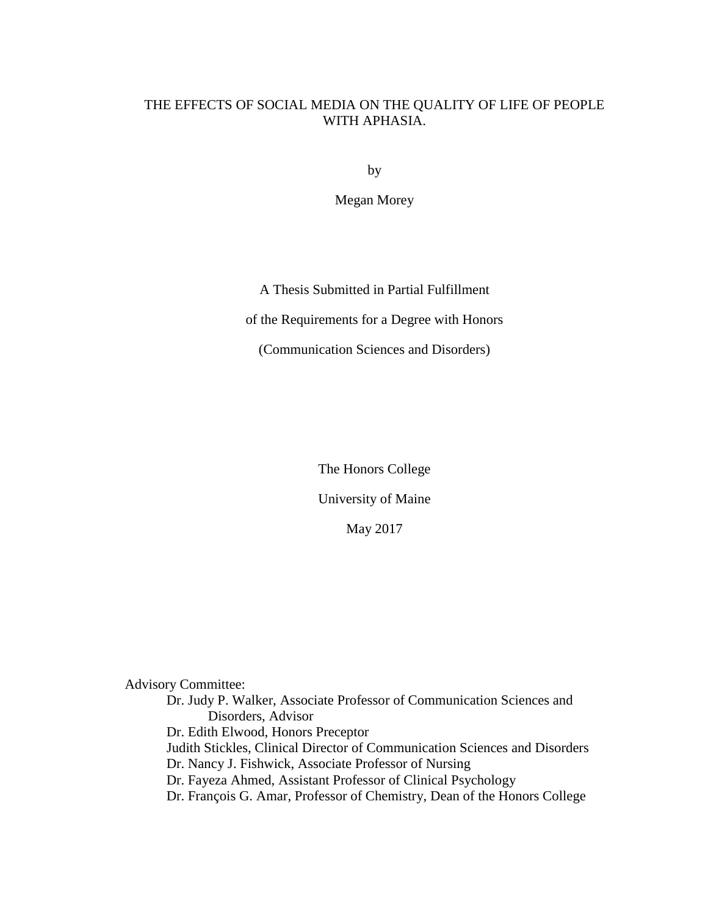# THE EFFECTS OF SOCIAL MEDIA ON THE QUALITY OF LIFE OF PEOPLE WITH APHASIA.

by

Megan Morey

A Thesis Submitted in Partial Fulfillment

of the Requirements for a Degree with Honors

(Communication Sciences and Disorders)

The Honors College

University of Maine

May 2017

Advisory Committee:

Dr. Judy P. Walker, Associate Professor of Communication Sciences and Disorders, Advisor
Dr. Edith Elwood, Honors Preceptor
Judith Stickles, Clinical Director of Communication Sciences and Disorders
Dr. Nancy J. Fishwick, Associate Professor of Nursing
Dr. Fayeza Ahmed, Assistant Professor of Clinical Psychology
Dr. François G. Amar, Professor of Chemistry, Dean of the Honors College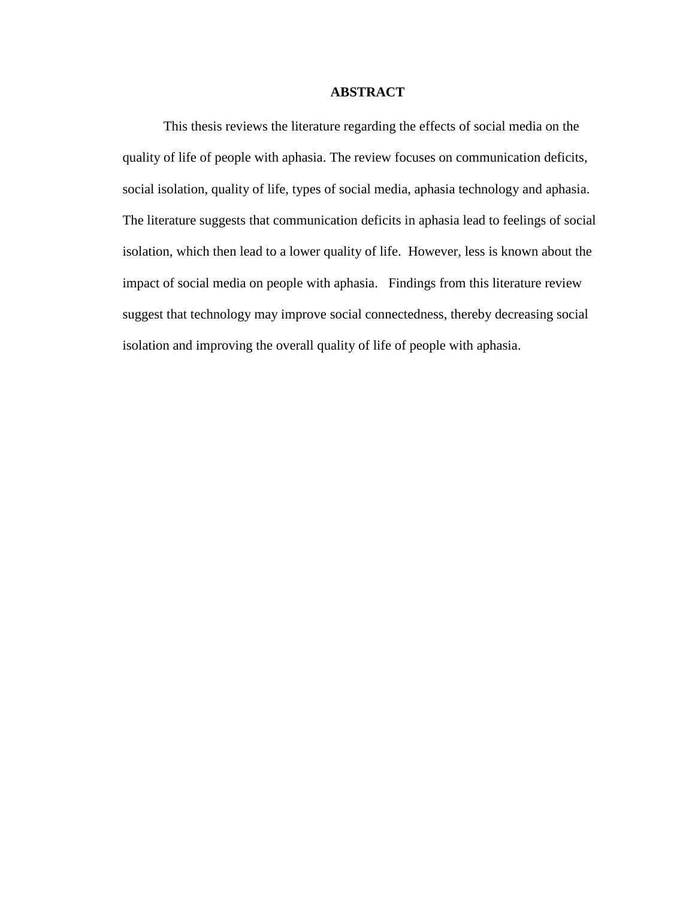# ABSTRACT

This thesis reviews the literature regarding the effects of social media on the quality of life of people with aphasia. The review focuses on communication deficits, social isolation, quality of life, types of social media, aphasia technology and aphasia. The literature suggests that communication deficits in aphasia lead to feelings of social isolation, which then lead to a lower quality of life. However, less is known about the impact of social media on people with aphasia. Findings from this literature review suggest that technology may improve social connectedness, thereby decreasing social isolation and improving the overall quality of life of people with aphasia.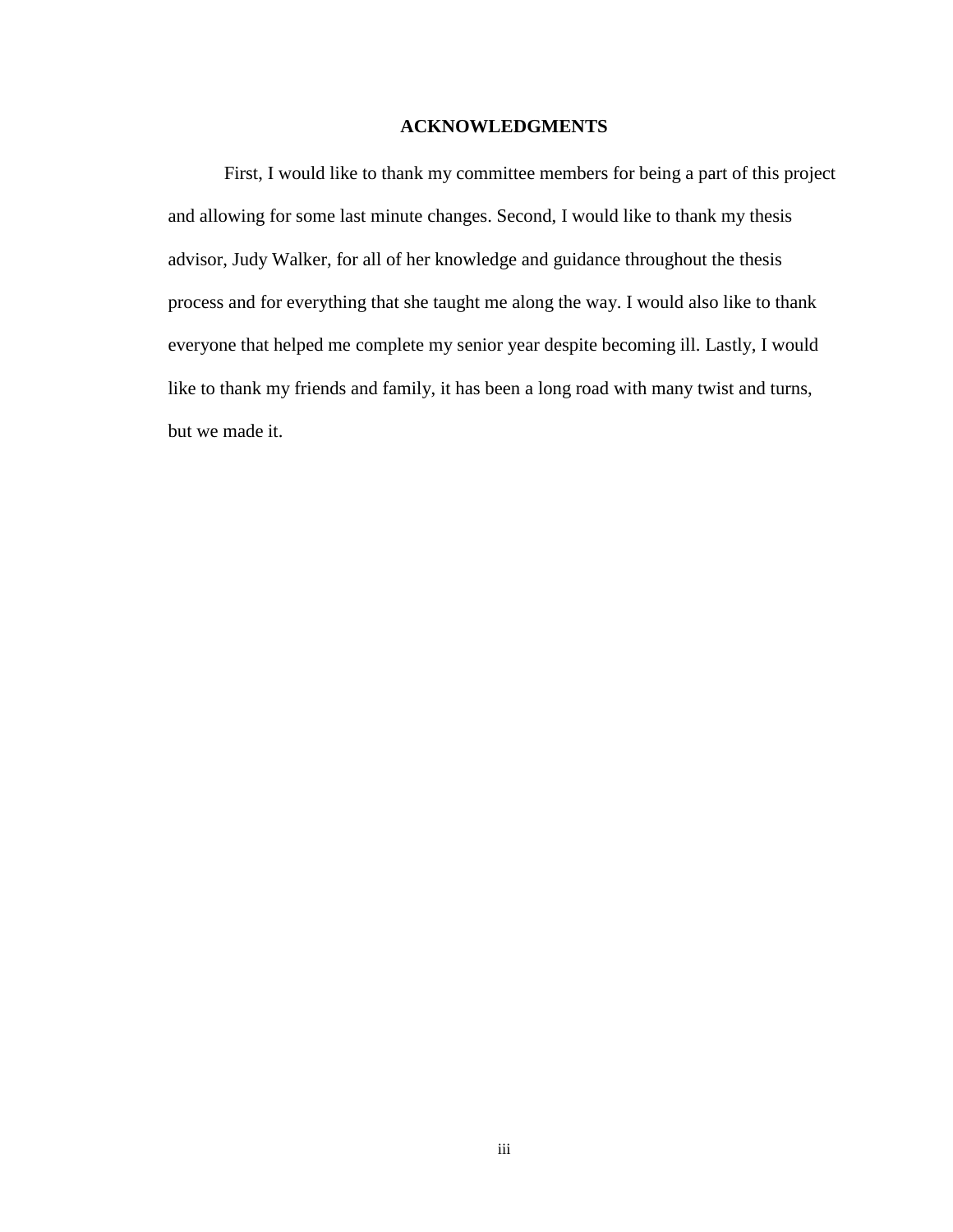## ACKNOWLEDGMENTS

First, I would like to thank my committee members for being a part of this project and allowing for some last minute changes. Second, I would like to thank my thesis advisor, Judy Walker, for all of her knowledge and guidance throughout the thesis process and for everything that she taught me along the way. I would also like to thank everyone that helped me complete my senior year despite becoming ill. Lastly, I would like to thank my friends and family, it has been a long road with many twist and turns, but we made it.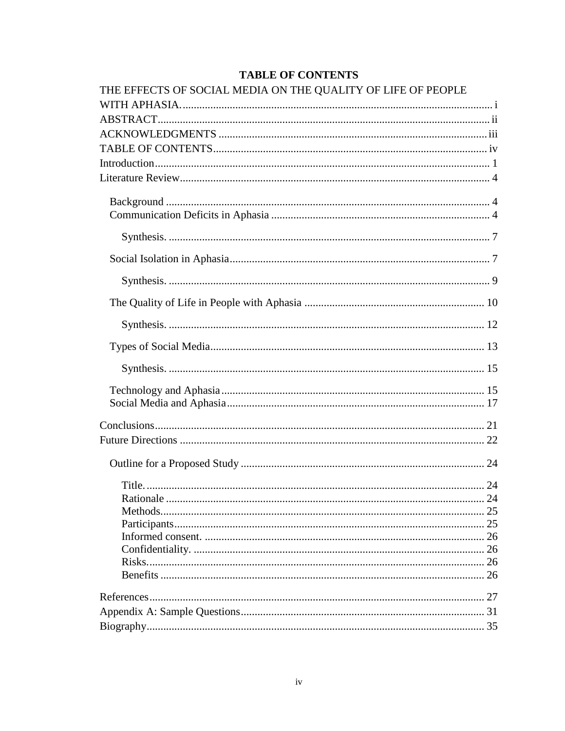## TABLE OF CONTENTS

THE EFFECTS OF SOCIAL MEDIA ON THE QUALITY OF LIFE OF PEOPLE WITH APHASIA. .... i

ABSTRACT .... ii

ACKNOWLEDGMENTS .... iii

TABLE OF CONTENTS .... iv

Introduction .... 1

Literature Review .... 4

- Background .... 4
- Communication Deficits in Aphasia .... 4
  - Synthesis. .... 7
- Social Isolation in Aphasia .... 7
  - Synthesis. .... 9
- The Quality of Life in People with Aphasia .... 10
  - Synthesis. .... 12
- Types of Social Media .... 13
  - Synthesis. .... 15
- Technology and Aphasia .... 15
- Social Media and Aphasia .... 17

Conclusions .... 21

Future Directions .... 22

- Outline for a Proposed Study .... 24
  - Title. .... 24
  - Rationale .... 24
  - Methods. .... 25
  - Participants .... 25
  - Informed consent. .... 26
  - Confidentiality. .... 26
  - Risks. .... 26
  - Benefits .... 26

References .... 27

Appendix A: Sample Questions .... 31

Biography .... 35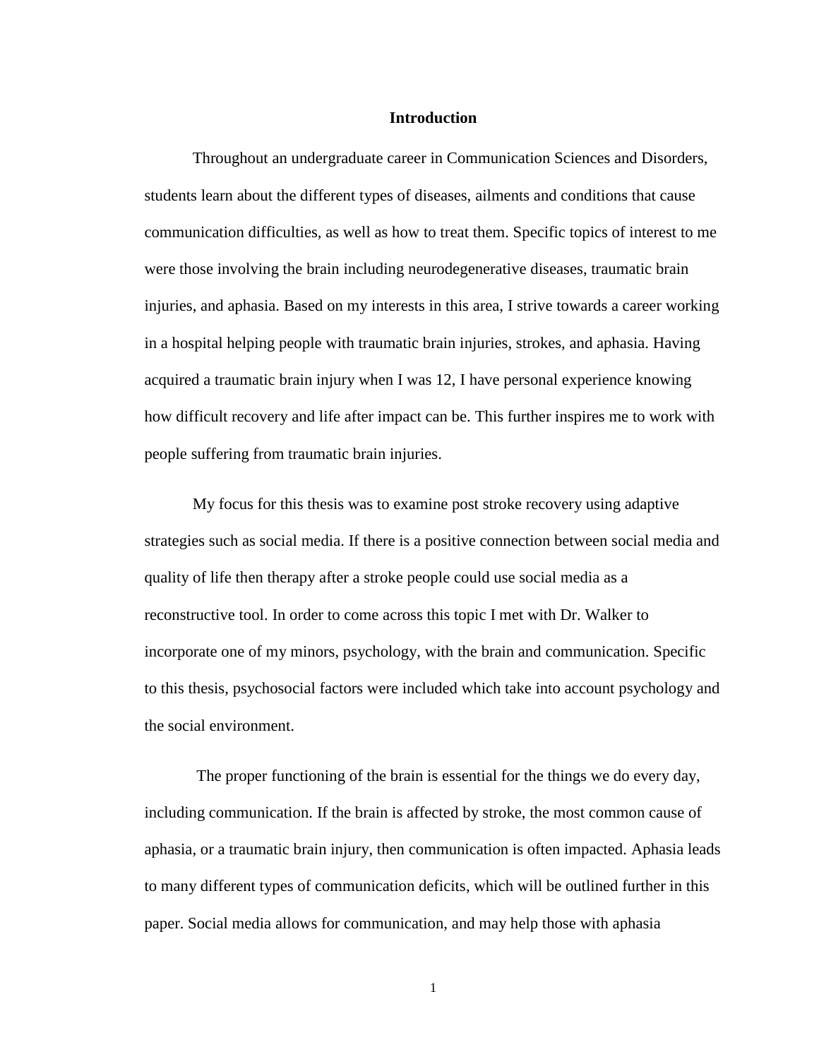# Introduction

Throughout an undergraduate career in Communication Sciences and Disorders, students learn about the different types of diseases, ailments and conditions that cause communication difficulties, as well as how to treat them. Specific topics of interest to me were those involving the brain including neurodegenerative diseases, traumatic brain injuries, and aphasia. Based on my interests in this area, I strive towards a career working in a hospital helping people with traumatic brain injuries, strokes, and aphasia. Having acquired a traumatic brain injury when I was 12, I have personal experience knowing how difficult recovery and life after impact can be. This further inspires me to work with people suffering from traumatic brain injuries.

My focus for this thesis was to examine post stroke recovery using adaptive strategies such as social media. If there is a positive connection between social media and quality of life then therapy after a stroke people could use social media as a reconstructive tool. In order to come across this topic I met with Dr. Walker to incorporate one of my minors, psychology, with the brain and communication. Specific to this thesis, psychosocial factors were included which take into account psychology and the social environment.

The proper functioning of the brain is essential for the things we do every day, including communication. If the brain is affected by stroke, the most common cause of aphasia, or a traumatic brain injury, then communication is often impacted. Aphasia leads to many different types of communication deficits, which will be outlined further in this paper. Social media allows for communication, and may help those with aphasia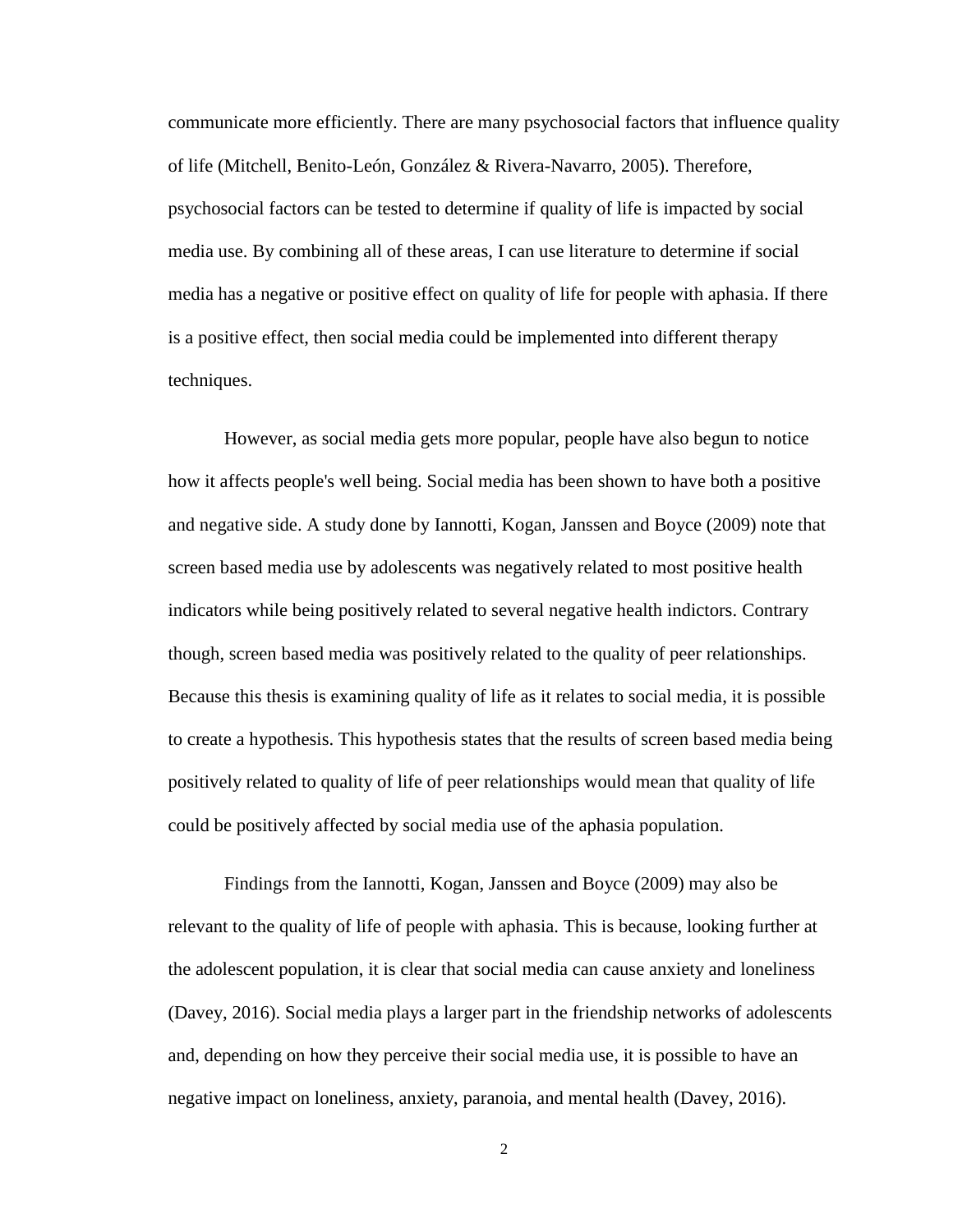communicate more efficiently. There are many psychosocial factors that influence quality of life (Mitchell, Benito-León, González & Rivera-Navarro, 2005). Therefore, psychosocial factors can be tested to determine if quality of life is impacted by social media use. By combining all of these areas, I can use literature to determine if social media has a negative or positive effect on quality of life for people with aphasia. If there is a positive effect, then social media could be implemented into different therapy techniques.

However, as social media gets more popular, people have also begun to notice how it affects people's well being. Social media has been shown to have both a positive and negative side. A study done by Iannotti, Kogan, Janssen and Boyce (2009) note that screen based media use by adolescents was negatively related to most positive health indicators while being positively related to several negative health indictors. Contrary though, screen based media was positively related to the quality of peer relationships. Because this thesis is examining quality of life as it relates to social media, it is possible to create a hypothesis. This hypothesis states that the results of screen based media being positively related to quality of life of peer relationships would mean that quality of life could be positively affected by social media use of the aphasia population.

Findings from the Iannotti, Kogan, Janssen and Boyce (2009) may also be relevant to the quality of life of people with aphasia. This is because, looking further at the adolescent population, it is clear that social media can cause anxiety and loneliness (Davey, 2016). Social media plays a larger part in the friendship networks of adolescents and, depending on how they perceive their social media use, it is possible to have an negative impact on loneliness, anxiety, paranoia, and mental health (Davey, 2016).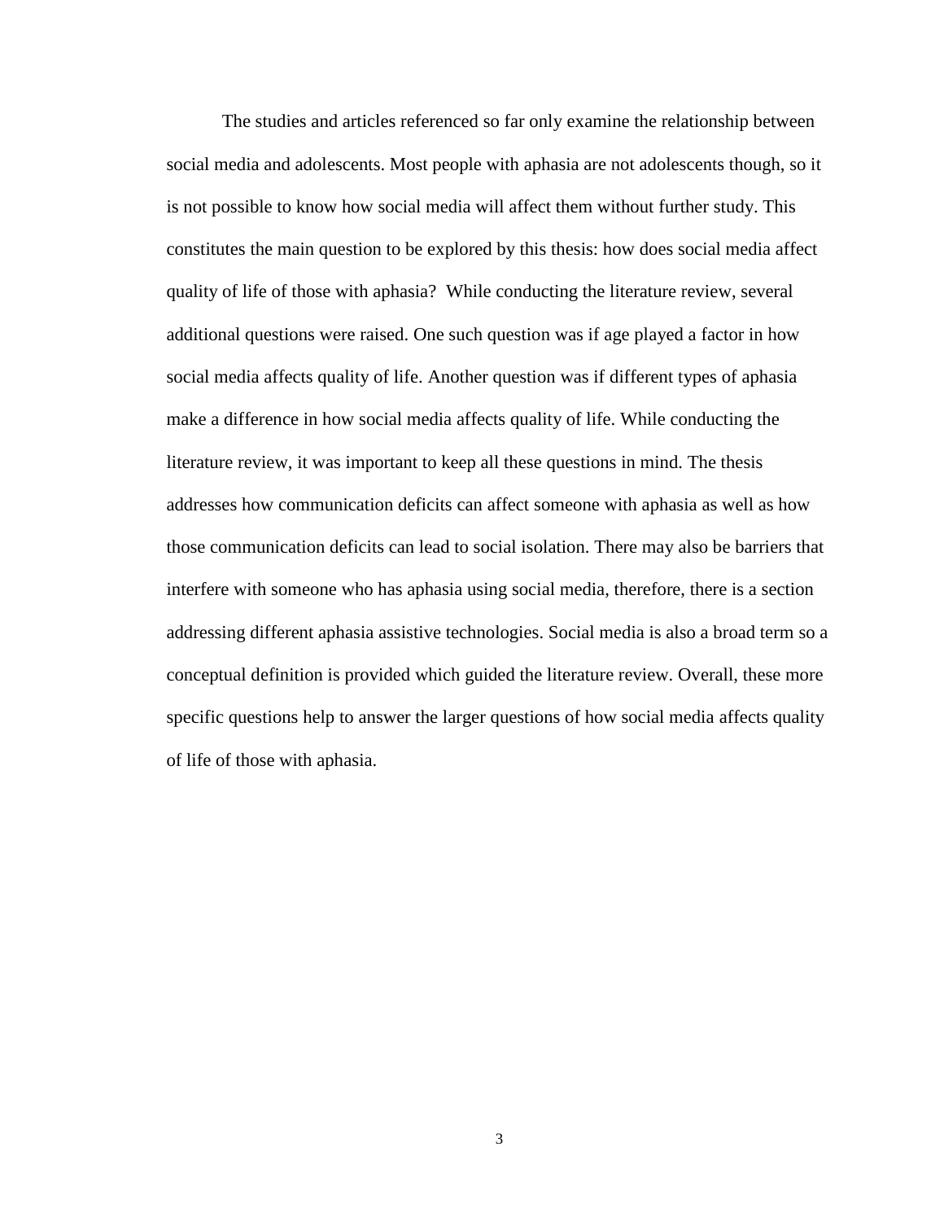The studies and articles referenced so far only examine the relationship between social media and adolescents. Most people with aphasia are not adolescents though, so it is not possible to know how social media will affect them without further study. This constitutes the main question to be explored by this thesis: how does social media affect quality of life of those with aphasia?  While conducting the literature review, several additional questions were raised. One such question was if age played a factor in how social media affects quality of life. Another question was if different types of aphasia make a difference in how social media affects quality of life. While conducting the literature review, it was important to keep all these questions in mind. The thesis addresses how communication deficits can affect someone with aphasia as well as how those communication deficits can lead to social isolation. There may also be barriers that interfere with someone who has aphasia using social media, therefore, there is a section addressing different aphasia assistive technologies. Social media is also a broad term so a conceptual definition is provided which guided the literature review. Overall, these more specific questions help to answer the larger questions of how social media affects quality of life of those with aphasia.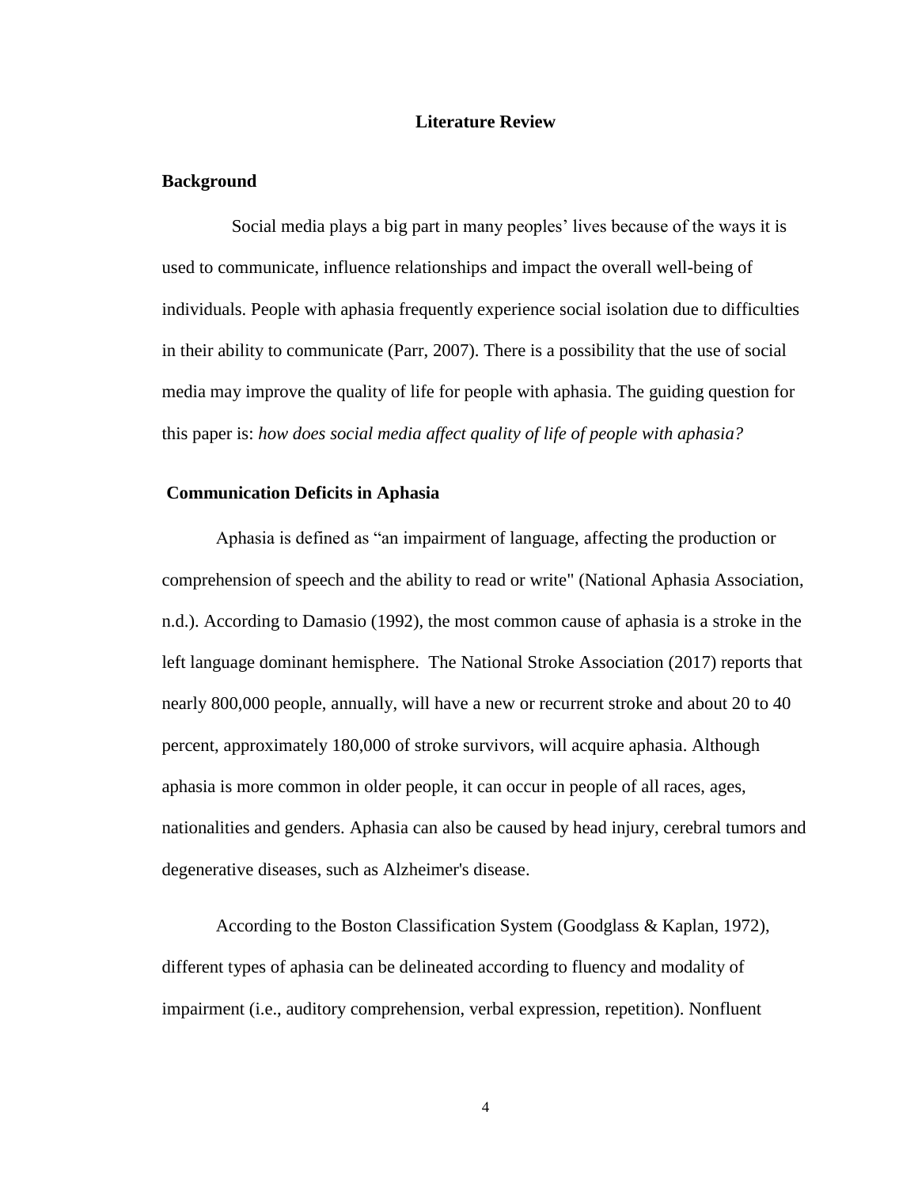# Literature Review

## Background

Social media plays a big part in many peoples' lives because of the ways it is used to communicate, influence relationships and impact the overall well-being of individuals. People with aphasia frequently experience social isolation due to difficulties in their ability to communicate (Parr, 2007). There is a possibility that the use of social media may improve the quality of life for people with aphasia. The guiding question for this paper is: *how does social media affect quality of life of people with aphasia?*

## Communication Deficits in Aphasia

Aphasia is defined as "an impairment of language, affecting the production or comprehension of speech and the ability to read or write" (National Aphasia Association, n.d.). According to Damasio (1992), the most common cause of aphasia is a stroke in the left language dominant hemisphere. The National Stroke Association (2017) reports that nearly 800,000 people, annually, will have a new or recurrent stroke and about 20 to 40 percent, approximately 180,000 of stroke survivors, will acquire aphasia. Although aphasia is more common in older people, it can occur in people of all races, ages, nationalities and genders. Aphasia can also be caused by head injury, cerebral tumors and degenerative diseases, such as Alzheimer's disease.

According to the Boston Classification System (Goodglass & Kaplan, 1972), different types of aphasia can be delineated according to fluency and modality of impairment (i.e., auditory comprehension, verbal expression, repetition). Nonfluent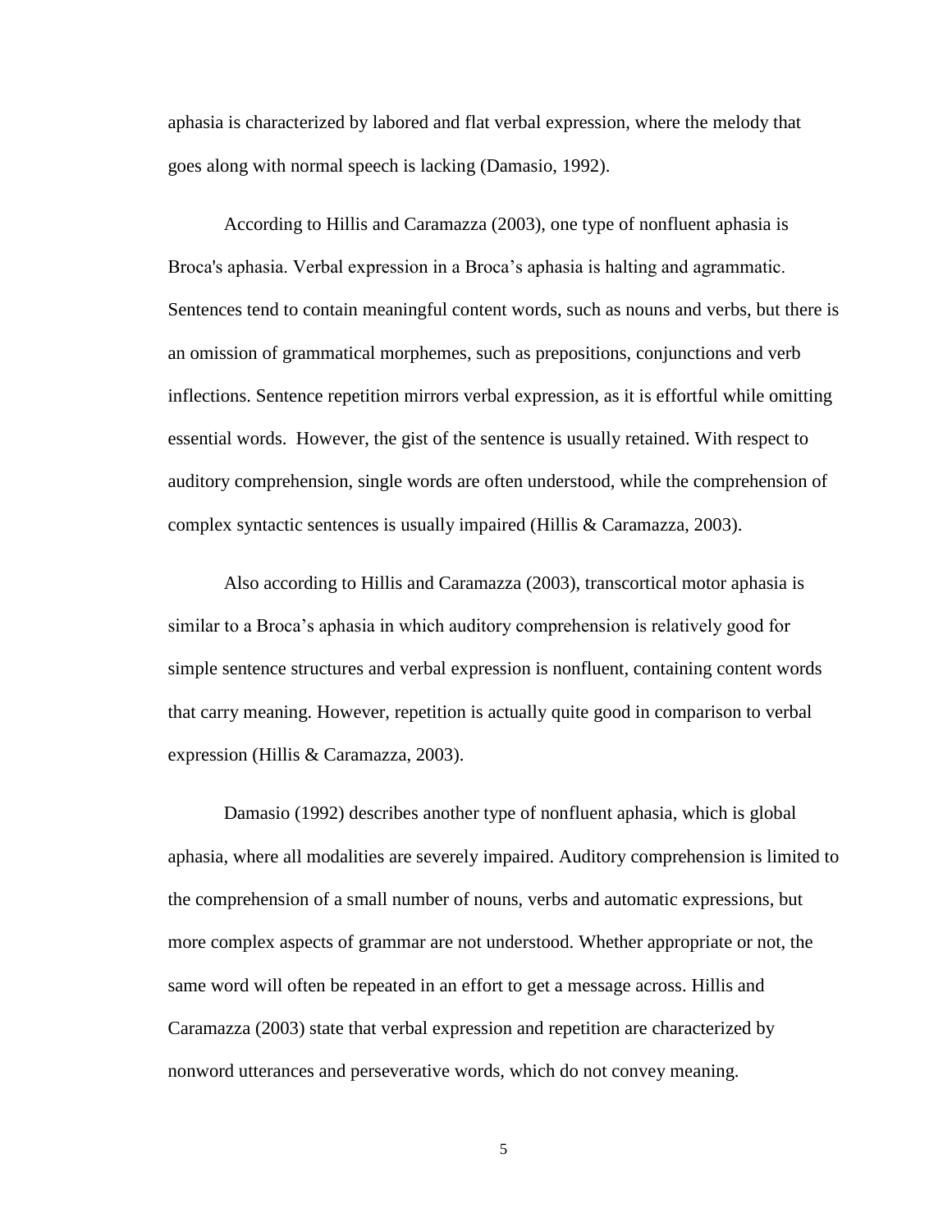aphasia is characterized by labored and flat verbal expression, where the melody that goes along with normal speech is lacking (Damasio, 1992).

According to Hillis and Caramazza (2003), one type of nonfluent aphasia is Broca's aphasia. Verbal expression in a Broca's aphasia is halting and agrammatic. Sentences tend to contain meaningful content words, such as nouns and verbs, but there is an omission of grammatical morphemes, such as prepositions, conjunctions and verb inflections. Sentence repetition mirrors verbal expression, as it is effortful while omitting essential words. However, the gist of the sentence is usually retained. With respect to auditory comprehension, single words are often understood, while the comprehension of complex syntactic sentences is usually impaired (Hillis & Caramazza, 2003).

Also according to Hillis and Caramazza (2003), transcortical motor aphasia is similar to a Broca's aphasia in which auditory comprehension is relatively good for simple sentence structures and verbal expression is nonfluent, containing content words that carry meaning. However, repetition is actually quite good in comparison to verbal expression (Hillis & Caramazza, 2003).

Damasio (1992) describes another type of nonfluent aphasia, which is global aphasia, where all modalities are severely impaired. Auditory comprehension is limited to the comprehension of a small number of nouns, verbs and automatic expressions, but more complex aspects of grammar are not understood. Whether appropriate or not, the same word will often be repeated in an effort to get a message across. Hillis and Caramazza (2003) state that verbal expression and repetition are characterized by nonword utterances and perseverative words, which do not convey meaning.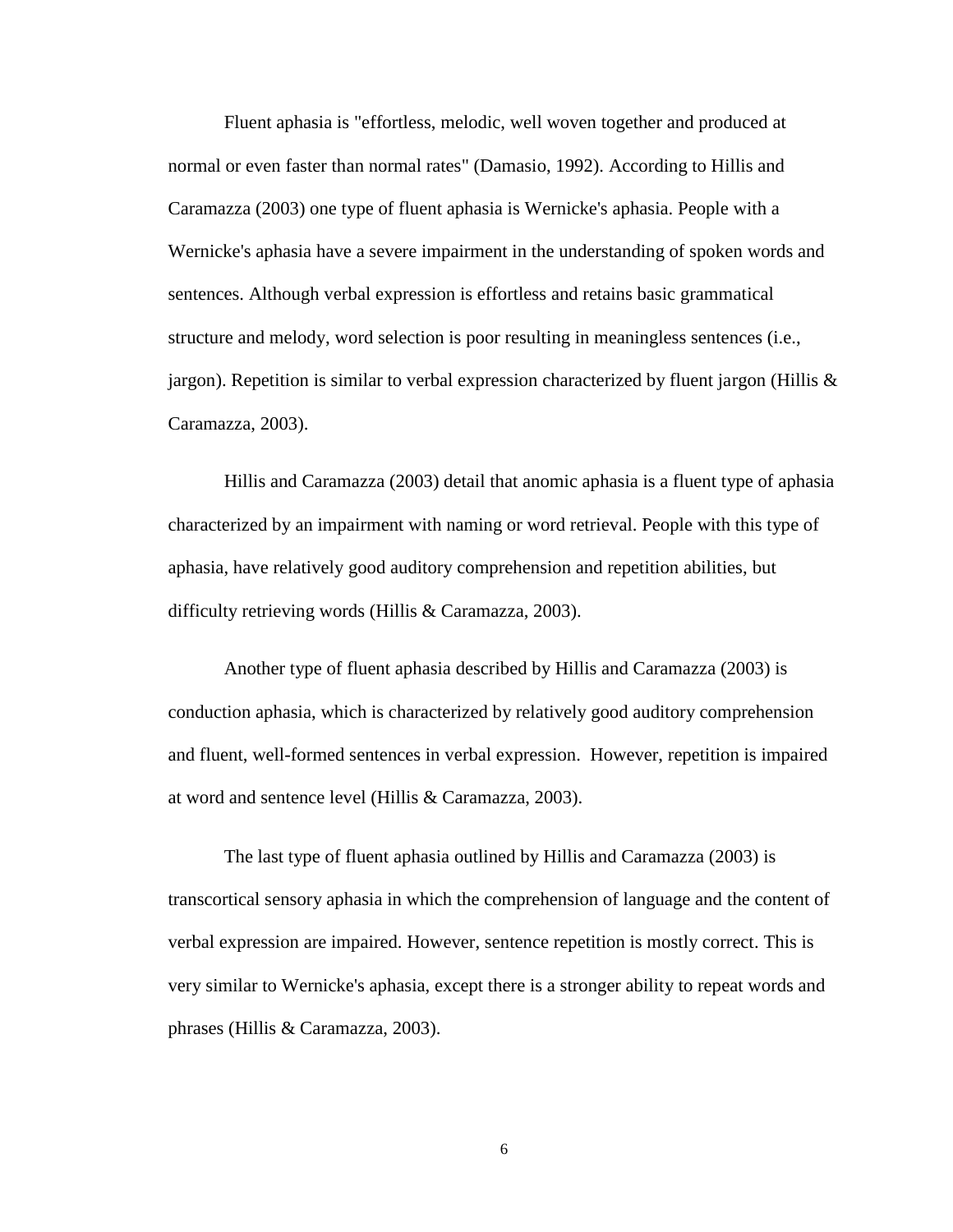Fluent aphasia is "effortless, melodic, well woven together and produced at normal or even faster than normal rates" (Damasio, 1992). According to Hillis and Caramazza (2003) one type of fluent aphasia is Wernicke's aphasia. People with a Wernicke's aphasia have a severe impairment in the understanding of spoken words and sentences. Although verbal expression is effortless and retains basic grammatical structure and melody, word selection is poor resulting in meaningless sentences (i.e., jargon). Repetition is similar to verbal expression characterized by fluent jargon (Hillis & Caramazza, 2003).

Hillis and Caramazza (2003) detail that anomic aphasia is a fluent type of aphasia characterized by an impairment with naming or word retrieval. People with this type of aphasia, have relatively good auditory comprehension and repetition abilities, but difficulty retrieving words (Hillis & Caramazza, 2003).

Another type of fluent aphasia described by Hillis and Caramazza (2003) is conduction aphasia, which is characterized by relatively good auditory comprehension and fluent, well-formed sentences in verbal expression. However, repetition is impaired at word and sentence level (Hillis & Caramazza, 2003).

The last type of fluent aphasia outlined by Hillis and Caramazza (2003) is transcortical sensory aphasia in which the comprehension of language and the content of verbal expression are impaired. However, sentence repetition is mostly correct. This is very similar to Wernicke's aphasia, except there is a stronger ability to repeat words and phrases (Hillis & Caramazza, 2003).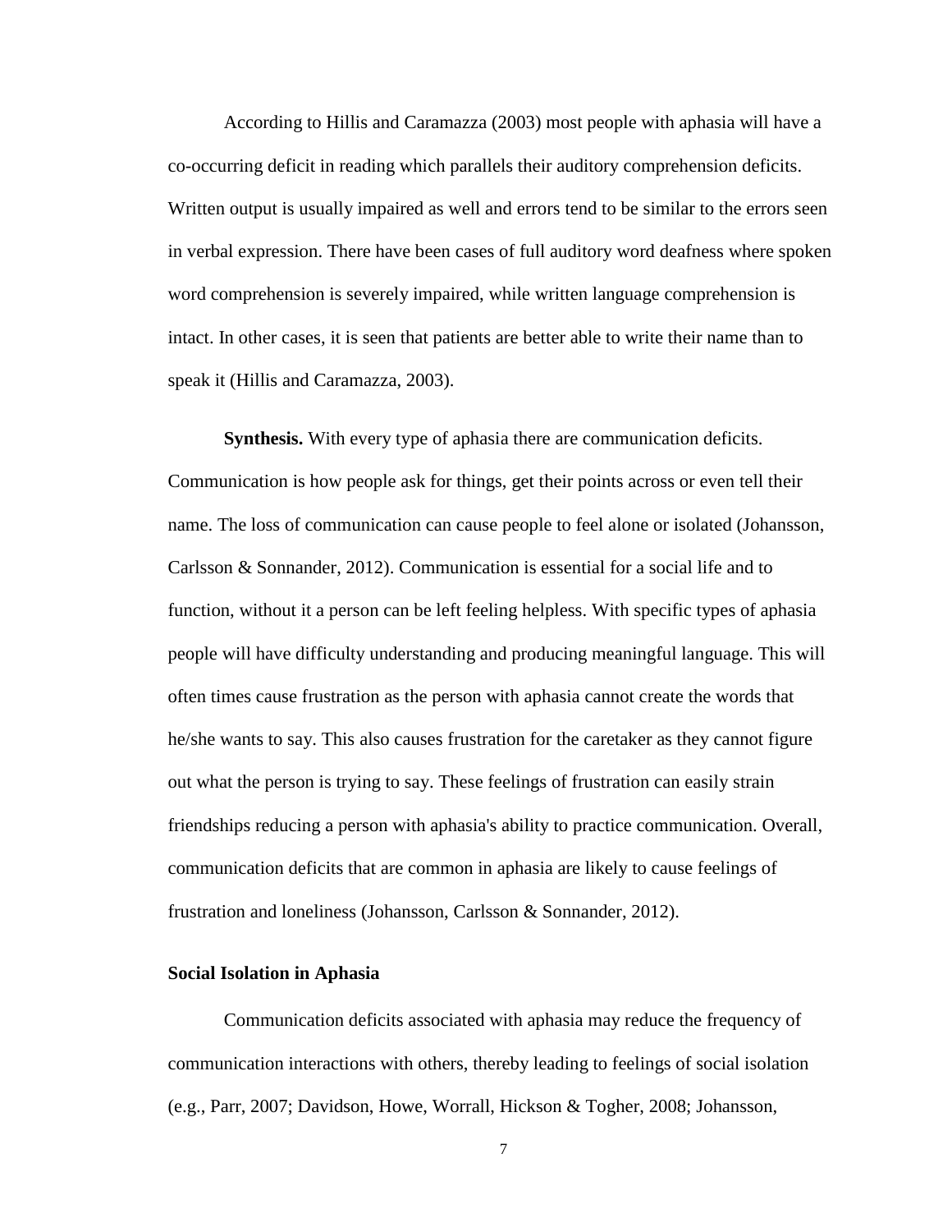According to Hillis and Caramazza (2003) most people with aphasia will have a co-occurring deficit in reading which parallels their auditory comprehension deficits. Written output is usually impaired as well and errors tend to be similar to the errors seen in verbal expression. There have been cases of full auditory word deafness where spoken word comprehension is severely impaired, while written language comprehension is intact. In other cases, it is seen that patients are better able to write their name than to speak it (Hillis and Caramazza, 2003).

**Synthesis.** With every type of aphasia there are communication deficits. Communication is how people ask for things, get their points across or even tell their name. The loss of communication can cause people to feel alone or isolated (Johansson, Carlsson & Sonnander, 2012). Communication is essential for a social life and to function, without it a person can be left feeling helpless. With specific types of aphasia people will have difficulty understanding and producing meaningful language. This will often times cause frustration as the person with aphasia cannot create the words that he/she wants to say. This also causes frustration for the caretaker as they cannot figure out what the person is trying to say. These feelings of frustration can easily strain friendships reducing a person with aphasia's ability to practice communication. Overall, communication deficits that are common in aphasia are likely to cause feelings of frustration and loneliness (Johansson, Carlsson & Sonnander, 2012).

## Social Isolation in Aphasia

Communication deficits associated with aphasia may reduce the frequency of communication interactions with others, thereby leading to feelings of social isolation (e.g., Parr, 2007; Davidson, Howe, Worrall, Hickson & Togher, 2008; Johansson,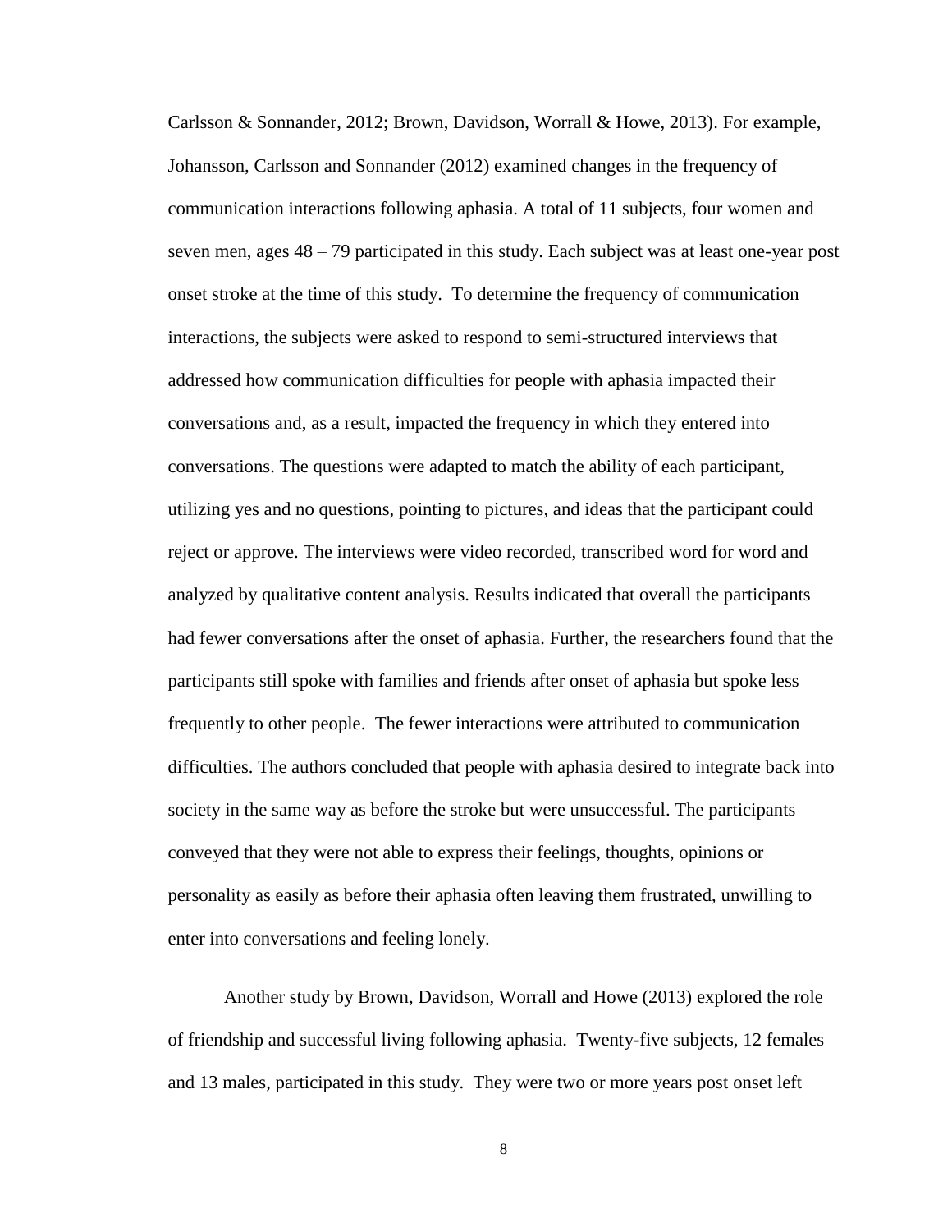Carlsson & Sonnander, 2012; Brown, Davidson, Worrall & Howe, 2013). For example, Johansson, Carlsson and Sonnander (2012) examined changes in the frequency of communication interactions following aphasia. A total of 11 subjects, four women and seven men, ages 48 – 79 participated in this study. Each subject was at least one-year post onset stroke at the time of this study. To determine the frequency of communication interactions, the subjects were asked to respond to semi-structured interviews that addressed how communication difficulties for people with aphasia impacted their conversations and, as a result, impacted the frequency in which they entered into conversations. The questions were adapted to match the ability of each participant, utilizing yes and no questions, pointing to pictures, and ideas that the participant could reject or approve. The interviews were video recorded, transcribed word for word and analyzed by qualitative content analysis. Results indicated that overall the participants had fewer conversations after the onset of aphasia. Further, the researchers found that the participants still spoke with families and friends after onset of aphasia but spoke less frequently to other people. The fewer interactions were attributed to communication difficulties. The authors concluded that people with aphasia desired to integrate back into society in the same way as before the stroke but were unsuccessful. The participants conveyed that they were not able to express their feelings, thoughts, opinions or personality as easily as before their aphasia often leaving them frustrated, unwilling to enter into conversations and feeling lonely.

Another study by Brown, Davidson, Worrall and Howe (2013) explored the role of friendship and successful living following aphasia. Twenty-five subjects, 12 females and 13 males, participated in this study. They were two or more years post onset left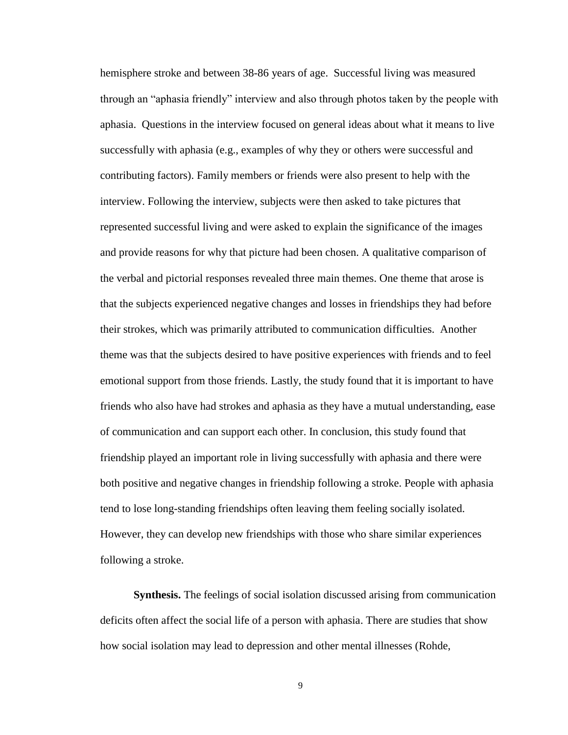hemisphere stroke and between 38-86 years of age. Successful living was measured through an "aphasia friendly" interview and also through photos taken by the people with aphasia. Questions in the interview focused on general ideas about what it means to live successfully with aphasia (e.g., examples of why they or others were successful and contributing factors). Family members or friends were also present to help with the interview. Following the interview, subjects were then asked to take pictures that represented successful living and were asked to explain the significance of the images and provide reasons for why that picture had been chosen. A qualitative comparison of the verbal and pictorial responses revealed three main themes. One theme that arose is that the subjects experienced negative changes and losses in friendships they had before their strokes, which was primarily attributed to communication difficulties. Another theme was that the subjects desired to have positive experiences with friends and to feel emotional support from those friends. Lastly, the study found that it is important to have friends who also have had strokes and aphasia as they have a mutual understanding, ease of communication and can support each other. In conclusion, this study found that friendship played an important role in living successfully with aphasia and there were both positive and negative changes in friendship following a stroke. People with aphasia tend to lose long-standing friendships often leaving them feeling socially isolated. However, they can develop new friendships with those who share similar experiences following a stroke.

**Synthesis.** The feelings of social isolation discussed arising from communication deficits often affect the social life of a person with aphasia. There are studies that show how social isolation may lead to depression and other mental illnesses (Rohde,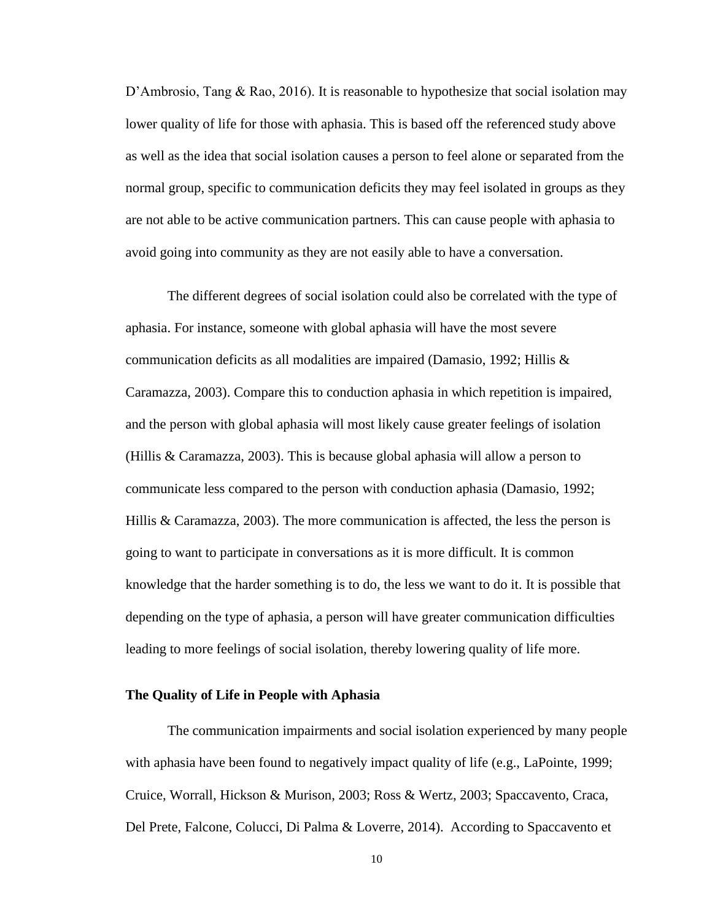D'Ambrosio, Tang & Rao, 2016). It is reasonable to hypothesize that social isolation may lower quality of life for those with aphasia. This is based off the referenced study above as well as the idea that social isolation causes a person to feel alone or separated from the normal group, specific to communication deficits they may feel isolated in groups as they are not able to be active communication partners. This can cause people with aphasia to avoid going into community as they are not easily able to have a conversation.

The different degrees of social isolation could also be correlated with the type of aphasia. For instance, someone with global aphasia will have the most severe communication deficits as all modalities are impaired (Damasio, 1992; Hillis & Caramazza, 2003). Compare this to conduction aphasia in which repetition is impaired, and the person with global aphasia will most likely cause greater feelings of isolation (Hillis & Caramazza, 2003). This is because global aphasia will allow a person to communicate less compared to the person with conduction aphasia (Damasio, 1992; Hillis & Caramazza, 2003). The more communication is affected, the less the person is going to want to participate in conversations as it is more difficult. It is common knowledge that the harder something is to do, the less we want to do it. It is possible that depending on the type of aphasia, a person will have greater communication difficulties leading to more feelings of social isolation, thereby lowering quality of life more.

**The Quality of Life in People with Aphasia**

The communication impairments and social isolation experienced by many people with aphasia have been found to negatively impact quality of life (e.g., LaPointe, 1999; Cruice, Worrall, Hickson & Murison, 2003; Ross & Wertz, 2003; Spaccavento, Craca, Del Prete, Falcone, Colucci, Di Palma & Loverre, 2014). According to Spaccavento et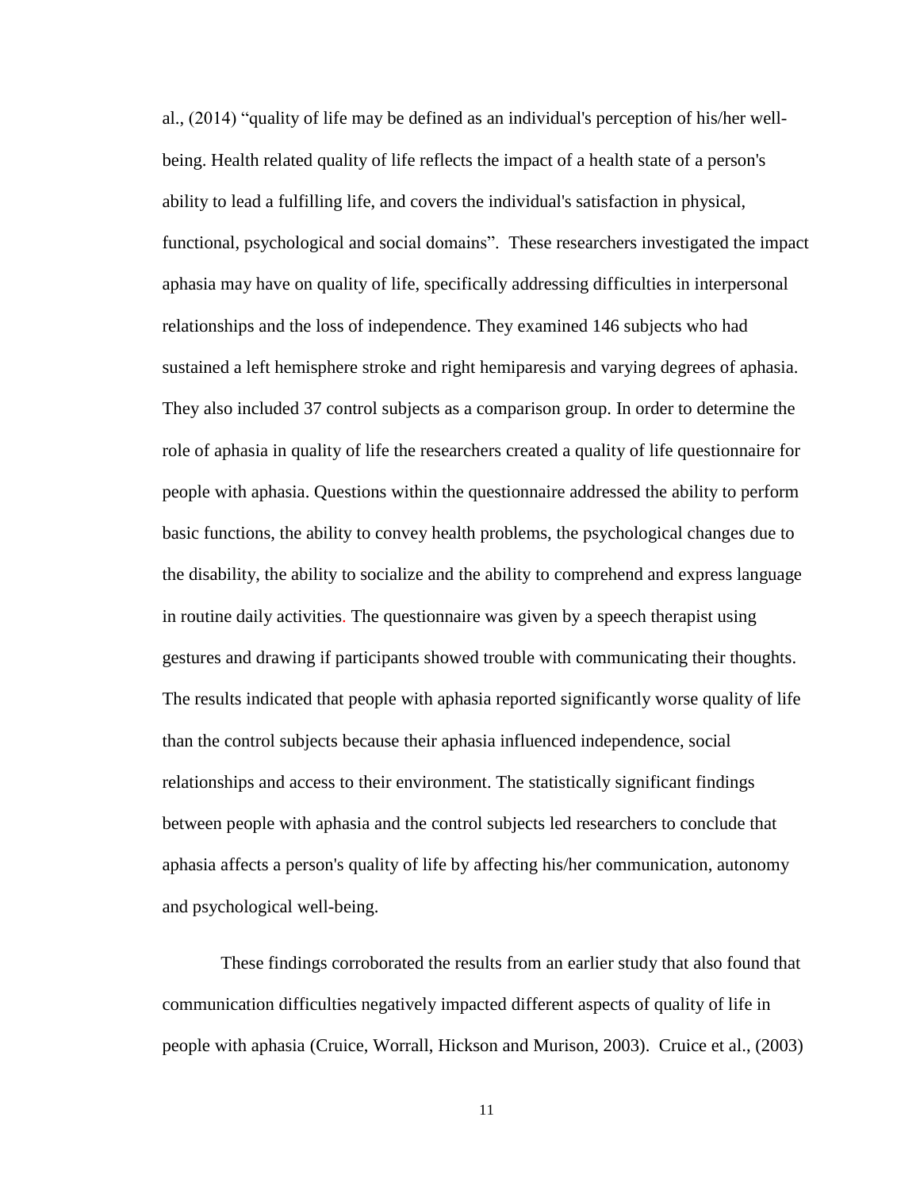al., (2014) “quality of life may be defined as an individual's perception of his/her well-being. Health related quality of life reflects the impact of a health state of a person's ability to lead a fulfilling life, and covers the individual's satisfaction in physical, functional, psychological and social domains”. These researchers investigated the impact aphasia may have on quality of life, specifically addressing difficulties in interpersonal relationships and the loss of independence. They examined 146 subjects who had sustained a left hemisphere stroke and right hemiparesis and varying degrees of aphasia. They also included 37 control subjects as a comparison group. In order to determine the role of aphasia in quality of life the researchers created a quality of life questionnaire for people with aphasia. Questions within the questionnaire addressed the ability to perform basic functions, the ability to convey health problems, the psychological changes due to the disability, the ability to socialize and the ability to comprehend and express language in routine daily activities. The questionnaire was given by a speech therapist using gestures and drawing if participants showed trouble with communicating their thoughts. The results indicated that people with aphasia reported significantly worse quality of life than the control subjects because their aphasia influenced independence, social relationships and access to their environment. The statistically significant findings between people with aphasia and the control subjects led researchers to conclude that aphasia affects a person's quality of life by affecting his/her communication, autonomy and psychological well-being.

These findings corroborated the results from an earlier study that also found that communication difficulties negatively impacted different aspects of quality of life in people with aphasia (Cruice, Worrall, Hickson and Murison, 2003). Cruice et al., (2003)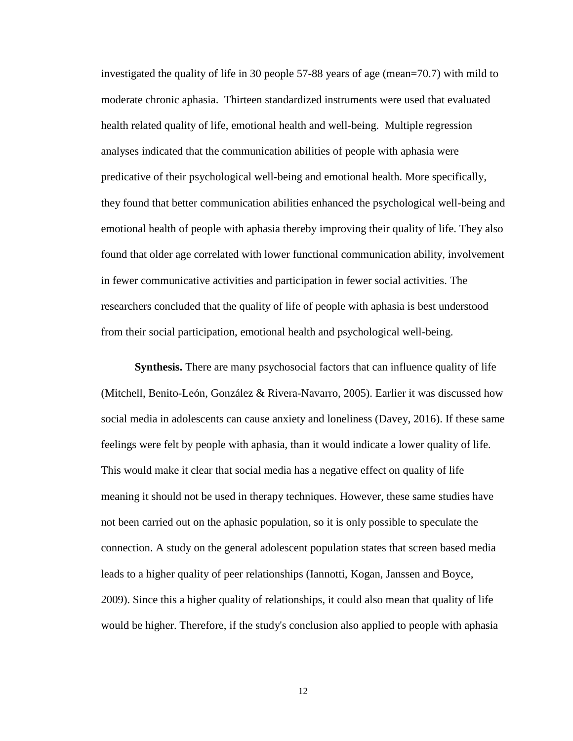investigated the quality of life in 30 people 57-88 years of age (mean=70.7) with mild to moderate chronic aphasia. Thirteen standardized instruments were used that evaluated health related quality of life, emotional health and well-being. Multiple regression analyses indicated that the communication abilities of people with aphasia were predicative of their psychological well-being and emotional health. More specifically, they found that better communication abilities enhanced the psychological well-being and emotional health of people with aphasia thereby improving their quality of life. They also found that older age correlated with lower functional communication ability, involvement in fewer communicative activities and participation in fewer social activities. The researchers concluded that the quality of life of people with aphasia is best understood from their social participation, emotional health and psychological well-being.

**Synthesis.** There are many psychosocial factors that can influence quality of life (Mitchell, Benito-León, González & Rivera-Navarro, 2005). Earlier it was discussed how social media in adolescents can cause anxiety and loneliness (Davey, 2016). If these same feelings were felt by people with aphasia, than it would indicate a lower quality of life. This would make it clear that social media has a negative effect on quality of life meaning it should not be used in therapy techniques. However, these same studies have not been carried out on the aphasic population, so it is only possible to speculate the connection. A study on the general adolescent population states that screen based media leads to a higher quality of peer relationships (Iannotti, Kogan, Janssen and Boyce, 2009). Since this a higher quality of relationships, it could also mean that quality of life would be higher. Therefore, if the study's conclusion also applied to people with aphasia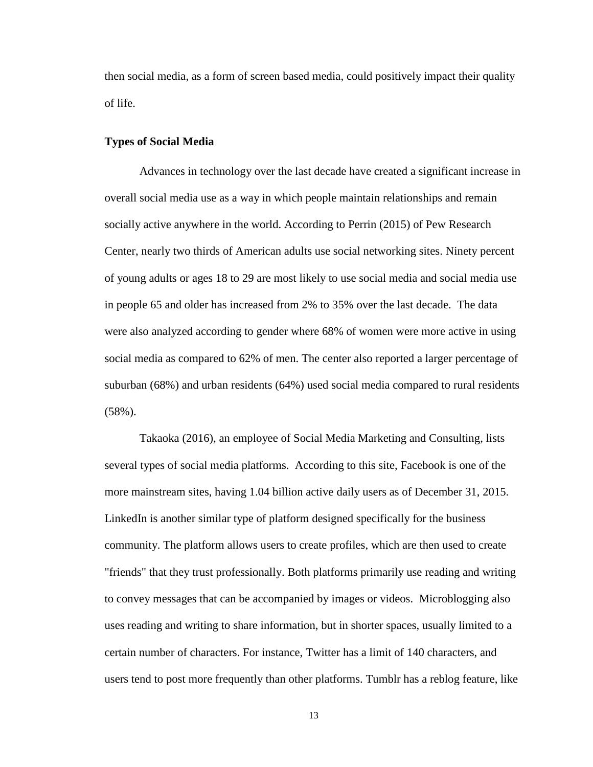then social media, as a form of screen based media, could positively impact their quality of life.

**Types of Social Media**

Advances in technology over the last decade have created a significant increase in overall social media use as a way in which people maintain relationships and remain socially active anywhere in the world. According to Perrin (2015) of Pew Research Center, nearly two thirds of American adults use social networking sites. Ninety percent of young adults or ages 18 to 29 are most likely to use social media and social media use in people 65 and older has increased from 2% to 35% over the last decade. The data were also analyzed according to gender where 68% of women were more active in using social media as compared to 62% of men. The center also reported a larger percentage of suburban (68%) and urban residents (64%) used social media compared to rural residents (58%).

Takaoka (2016), an employee of Social Media Marketing and Consulting, lists several types of social media platforms. According to this site, Facebook is one of the more mainstream sites, having 1.04 billion active daily users as of December 31, 2015. LinkedIn is another similar type of platform designed specifically for the business community. The platform allows users to create profiles, which are then used to create "friends" that they trust professionally. Both platforms primarily use reading and writing to convey messages that can be accompanied by images or videos. Microblogging also uses reading and writing to share information, but in shorter spaces, usually limited to a certain number of characters. For instance, Twitter has a limit of 140 characters, and users tend to post more frequently than other platforms. Tumblr has a reblog feature, like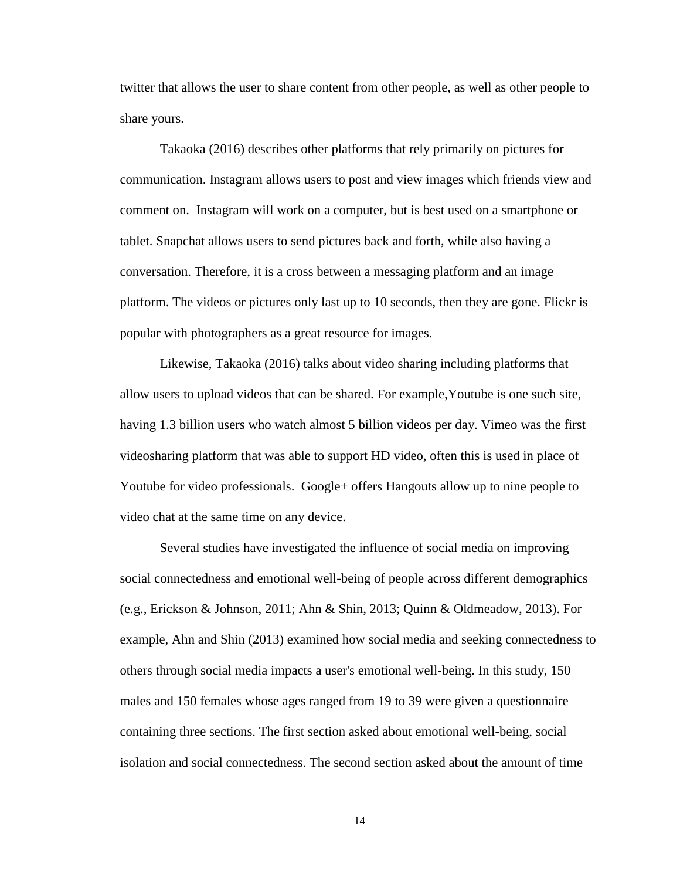twitter that allows the user to share content from other people, as well as other people to share yours.

Takaoka (2016) describes other platforms that rely primarily on pictures for communication. Instagram allows users to post and view images which friends view and comment on.  Instagram will work on a computer, but is best used on a smartphone or tablet. Snapchat allows users to send pictures back and forth, while also having a conversation. Therefore, it is a cross between a messaging platform and an image platform. The videos or pictures only last up to 10 seconds, then they are gone. Flickr is popular with photographers as a great resource for images.

Likewise, Takaoka (2016) talks about video sharing including platforms that allow users to upload videos that can be shared. For example,Youtube is one such site, having 1.3 billion users who watch almost 5 billion videos per day. Vimeo was the first videosharing platform that was able to support HD video, often this is used in place of Youtube for video professionals.  Google+ offers Hangouts allow up to nine people to video chat at the same time on any device.

Several studies have investigated the influence of social media on improving social connectedness and emotional well-being of people across different demographics (e.g., Erickson & Johnson, 2011; Ahn & Shin, 2013; Quinn & Oldmeadow, 2013). For example, Ahn and Shin (2013) examined how social media and seeking connectedness to others through social media impacts a user's emotional well-being. In this study, 150 males and 150 females whose ages ranged from 19 to 39 were given a questionnaire containing three sections. The first section asked about emotional well-being, social isolation and social connectedness. The second section asked about the amount of time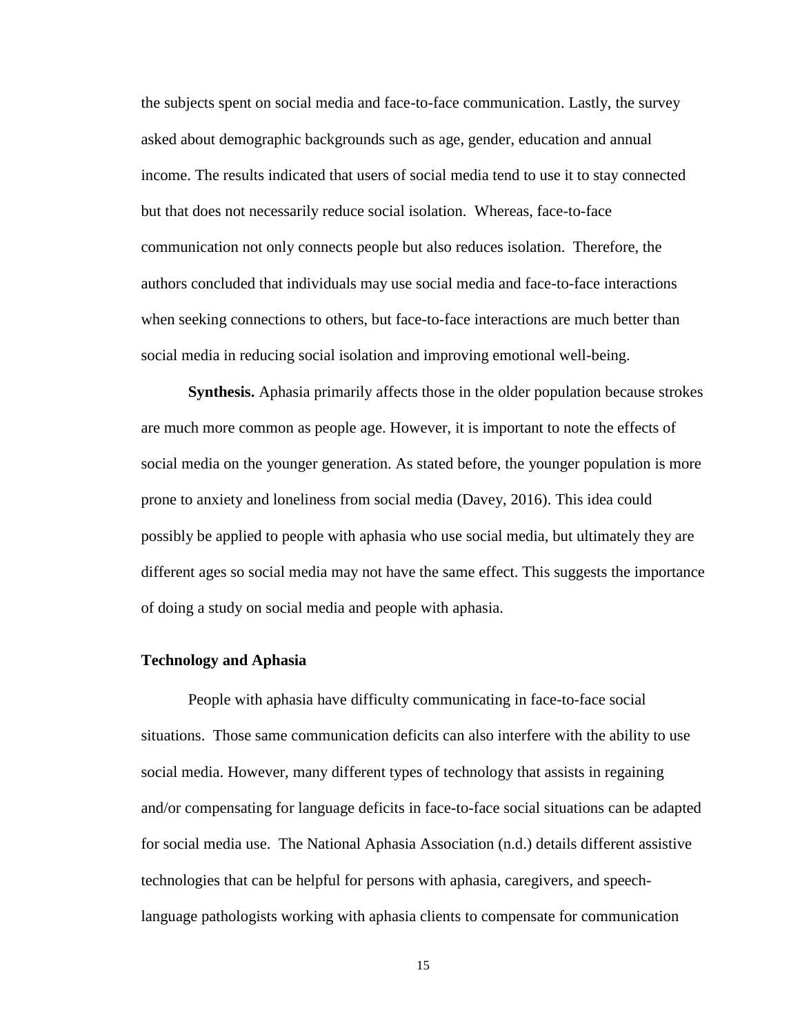the subjects spent on social media and face-to-face communication. Lastly, the survey asked about demographic backgrounds such as age, gender, education and annual income. The results indicated that users of social media tend to use it to stay connected but that does not necessarily reduce social isolation. Whereas, face-to-face communication not only connects people but also reduces isolation. Therefore, the authors concluded that individuals may use social media and face-to-face interactions when seeking connections to others, but face-to-face interactions are much better than social media in reducing social isolation and improving emotional well-being.

**Synthesis.** Aphasia primarily affects those in the older population because strokes are much more common as people age. However, it is important to note the effects of social media on the younger generation. As stated before, the younger population is more prone to anxiety and loneliness from social media (Davey, 2016). This idea could possibly be applied to people with aphasia who use social media, but ultimately they are different ages so social media may not have the same effect. This suggests the importance of doing a study on social media and people with aphasia.

### Technology and Aphasia

People with aphasia have difficulty communicating in face-to-face social situations. Those same communication deficits can also interfere with the ability to use social media. However, many different types of technology that assists in regaining and/or compensating for language deficits in face-to-face social situations can be adapted for social media use. The National Aphasia Association (n.d.) details different assistive technologies that can be helpful for persons with aphasia, caregivers, and speech-language pathologists working with aphasia clients to compensate for communication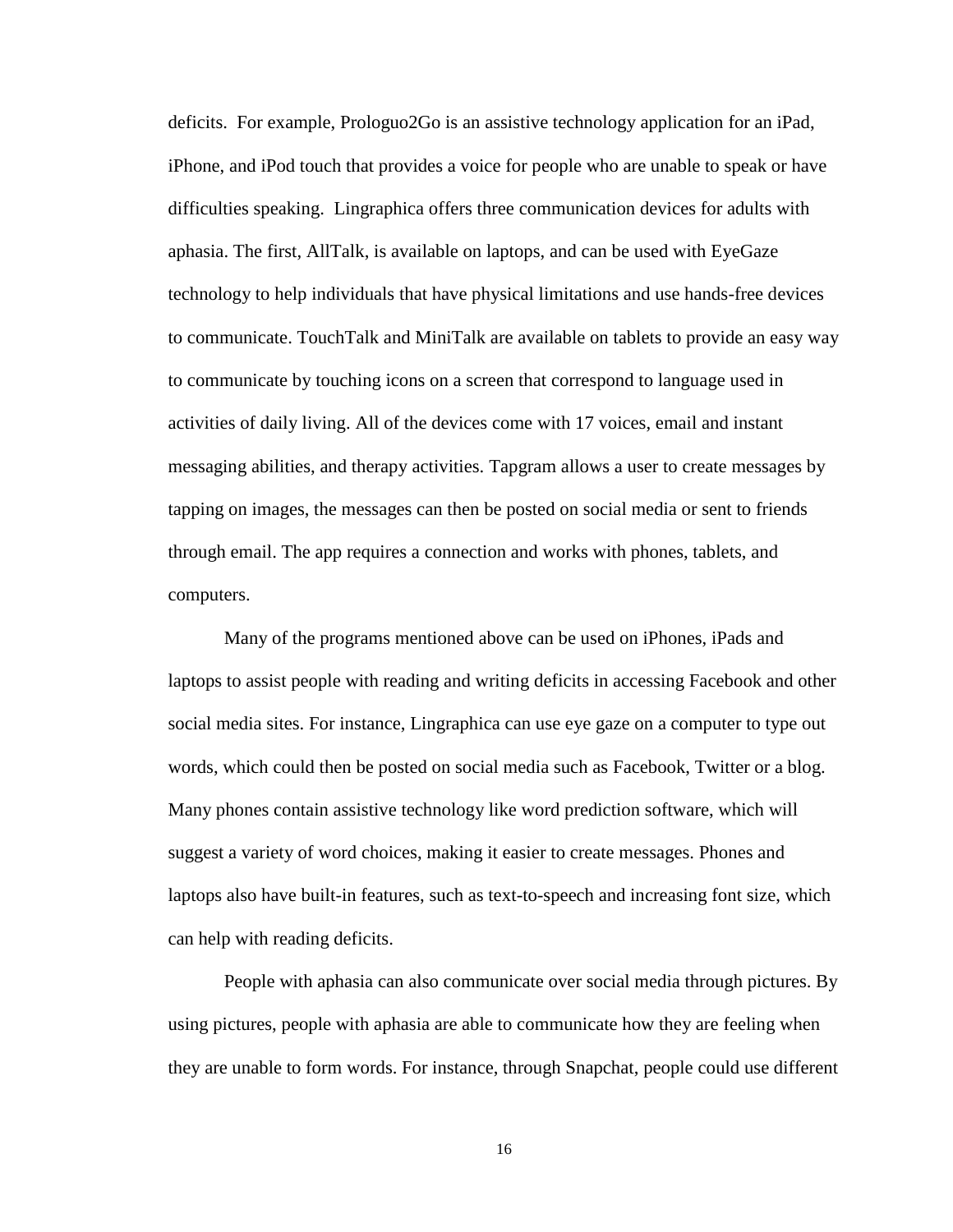deficits. For example, Prologuo2Go is an assistive technology application for an iPad, iPhone, and iPod touch that provides a voice for people who are unable to speak or have difficulties speaking. Lingraphica offers three communication devices for adults with aphasia. The first, AllTalk, is available on laptops, and can be used with EyeGaze technology to help individuals that have physical limitations and use hands-free devices to communicate. TouchTalk and MiniTalk are available on tablets to provide an easy way to communicate by touching icons on a screen that correspond to language used in activities of daily living. All of the devices come with 17 voices, email and instant messaging abilities, and therapy activities. Tapgram allows a user to create messages by tapping on images, the messages can then be posted on social media or sent to friends through email. The app requires a connection and works with phones, tablets, and computers.

Many of the programs mentioned above can be used on iPhones, iPads and laptops to assist people with reading and writing deficits in accessing Facebook and other social media sites. For instance, Lingraphica can use eye gaze on a computer to type out words, which could then be posted on social media such as Facebook, Twitter or a blog. Many phones contain assistive technology like word prediction software, which will suggest a variety of word choices, making it easier to create messages. Phones and laptops also have built-in features, such as text-to-speech and increasing font size, which can help with reading deficits.

People with aphasia can also communicate over social media through pictures. By using pictures, people with aphasia are able to communicate how they are feeling when they are unable to form words. For instance, through Snapchat, people could use different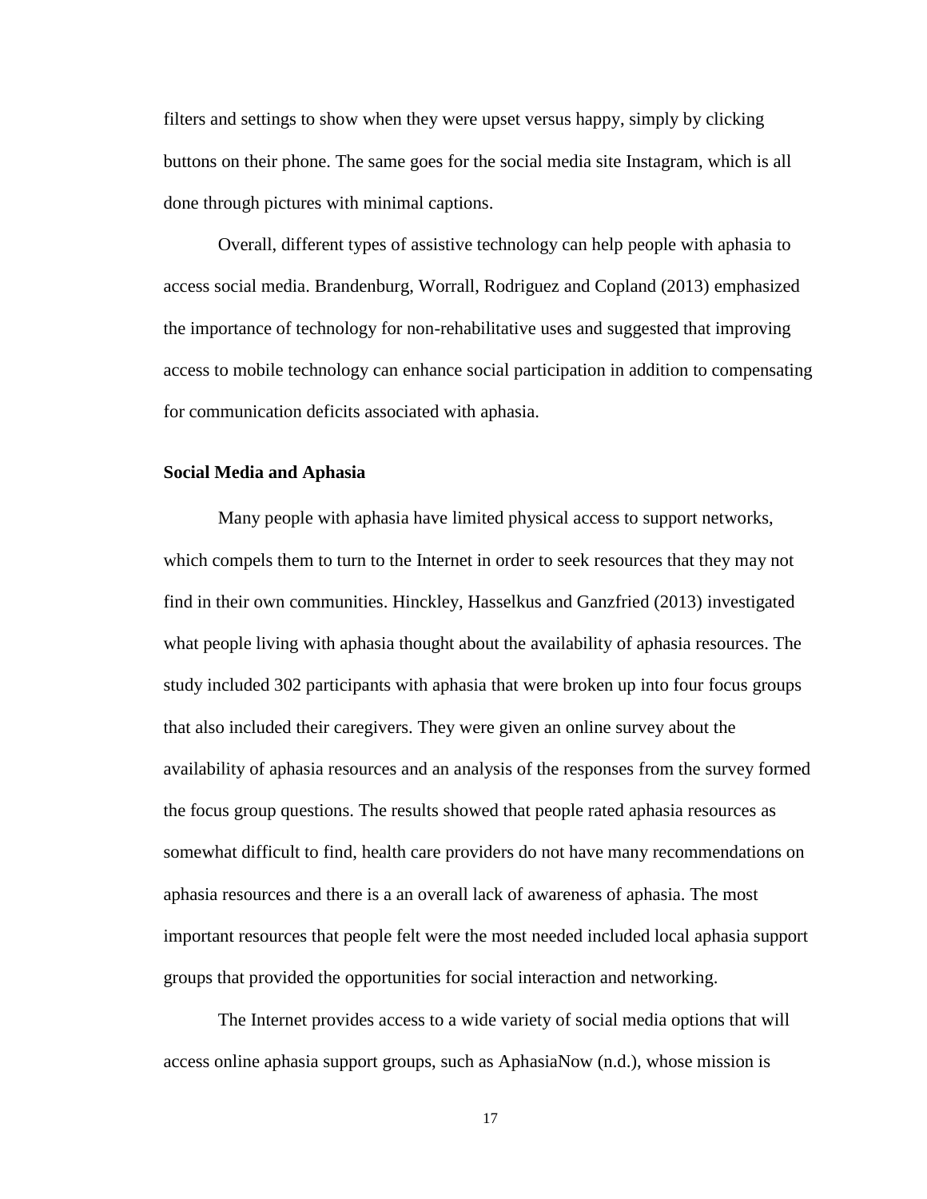filters and settings to show when they were upset versus happy, simply by clicking buttons on their phone. The same goes for the social media site Instagram, which is all done through pictures with minimal captions.

Overall, different types of assistive technology can help people with aphasia to access social media. Brandenburg, Worrall, Rodriguez and Copland (2013) emphasized the importance of technology for non-rehabilitative uses and suggested that improving access to mobile technology can enhance social participation in addition to compensating for communication deficits associated with aphasia.

**Social Media and Aphasia**

Many people with aphasia have limited physical access to support networks, which compels them to turn to the Internet in order to seek resources that they may not find in their own communities. Hinckley, Hasselkus and Ganzfried (2013) investigated what people living with aphasia thought about the availability of aphasia resources. The study included 302 participants with aphasia that were broken up into four focus groups that also included their caregivers. They were given an online survey about the availability of aphasia resources and an analysis of the responses from the survey formed the focus group questions. The results showed that people rated aphasia resources as somewhat difficult to find, health care providers do not have many recommendations on aphasia resources and there is a an overall lack of awareness of aphasia. The most important resources that people felt were the most needed included local aphasia support groups that provided the opportunities for social interaction and networking.

The Internet provides access to a wide variety of social media options that will access online aphasia support groups, such as AphasiaNow (n.d.), whose mission is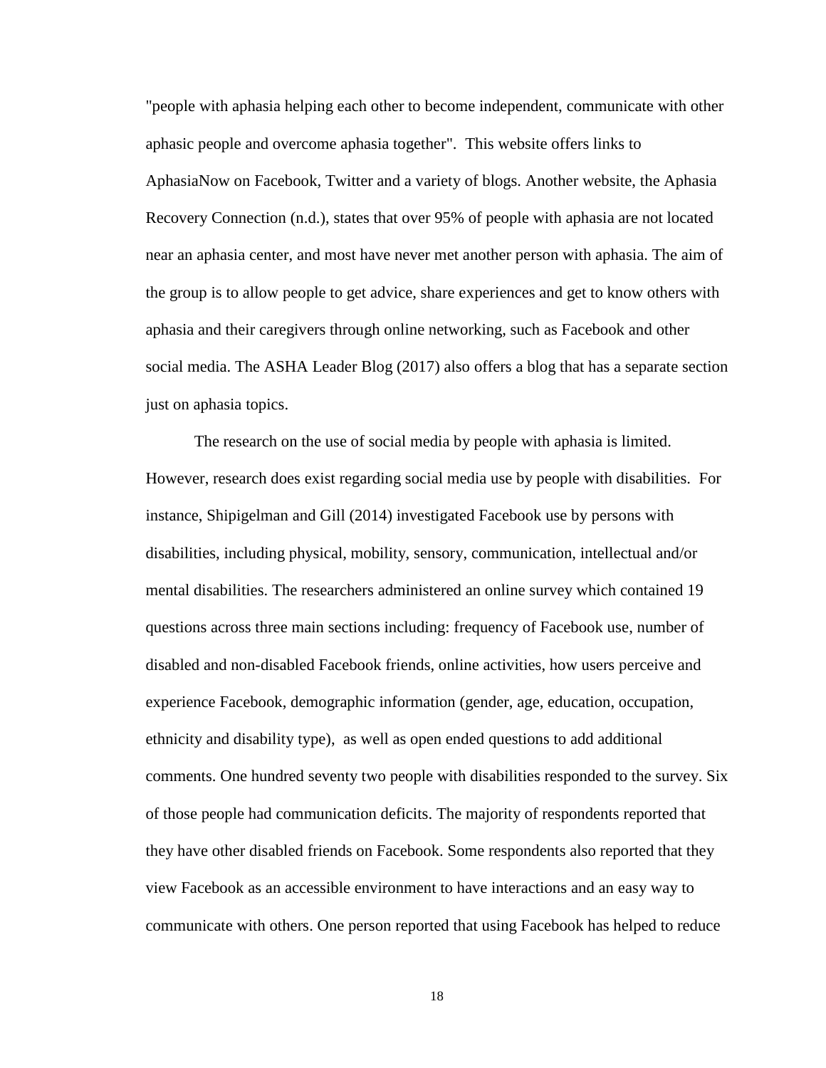"people with aphasia helping each other to become independent, communicate with other aphasic people and overcome aphasia together". This website offers links to AphasiaNow on Facebook, Twitter and a variety of blogs. Another website, the Aphasia Recovery Connection (n.d.), states that over 95% of people with aphasia are not located near an aphasia center, and most have never met another person with aphasia. The aim of the group is to allow people to get advice, share experiences and get to know others with aphasia and their caregivers through online networking, such as Facebook and other social media. The ASHA Leader Blog (2017) also offers a blog that has a separate section just on aphasia topics.

The research on the use of social media by people with aphasia is limited. However, research does exist regarding social media use by people with disabilities. For instance, Shipigelman and Gill (2014) investigated Facebook use by persons with disabilities, including physical, mobility, sensory, communication, intellectual and/or mental disabilities. The researchers administered an online survey which contained 19 questions across three main sections including: frequency of Facebook use, number of disabled and non-disabled Facebook friends, online activities, how users perceive and experience Facebook, demographic information (gender, age, education, occupation, ethnicity and disability type), as well as open ended questions to add additional comments. One hundred seventy two people with disabilities responded to the survey. Six of those people had communication deficits. The majority of respondents reported that they have other disabled friends on Facebook. Some respondents also reported that they view Facebook as an accessible environment to have interactions and an easy way to communicate with others. One person reported that using Facebook has helped to reduce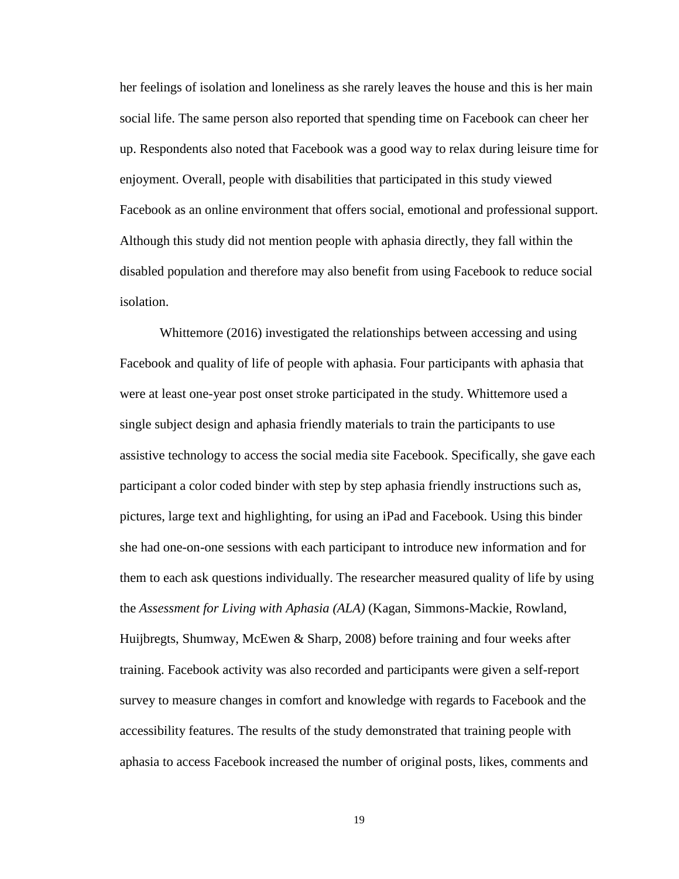her feelings of isolation and loneliness as she rarely leaves the house and this is her main social life. The same person also reported that spending time on Facebook can cheer her up. Respondents also noted that Facebook was a good way to relax during leisure time for enjoyment. Overall, people with disabilities that participated in this study viewed Facebook as an online environment that offers social, emotional and professional support. Although this study did not mention people with aphasia directly, they fall within the disabled population and therefore may also benefit from using Facebook to reduce social isolation.

Whittemore (2016) investigated the relationships between accessing and using Facebook and quality of life of people with aphasia. Four participants with aphasia that were at least one-year post onset stroke participated in the study. Whittemore used a single subject design and aphasia friendly materials to train the participants to use assistive technology to access the social media site Facebook. Specifically, she gave each participant a color coded binder with step by step aphasia friendly instructions such as, pictures, large text and highlighting, for using an iPad and Facebook. Using this binder she had one-on-one sessions with each participant to introduce new information and for them to each ask questions individually. The researcher measured quality of life by using the *Assessment for Living with Aphasia (ALA)* (Kagan, Simmons-Mackie, Rowland, Huijbregts, Shumway, McEwen & Sharp, 2008) before training and four weeks after training. Facebook activity was also recorded and participants were given a self-report survey to measure changes in comfort and knowledge with regards to Facebook and the accessibility features. The results of the study demonstrated that training people with aphasia to access Facebook increased the number of original posts, likes, comments and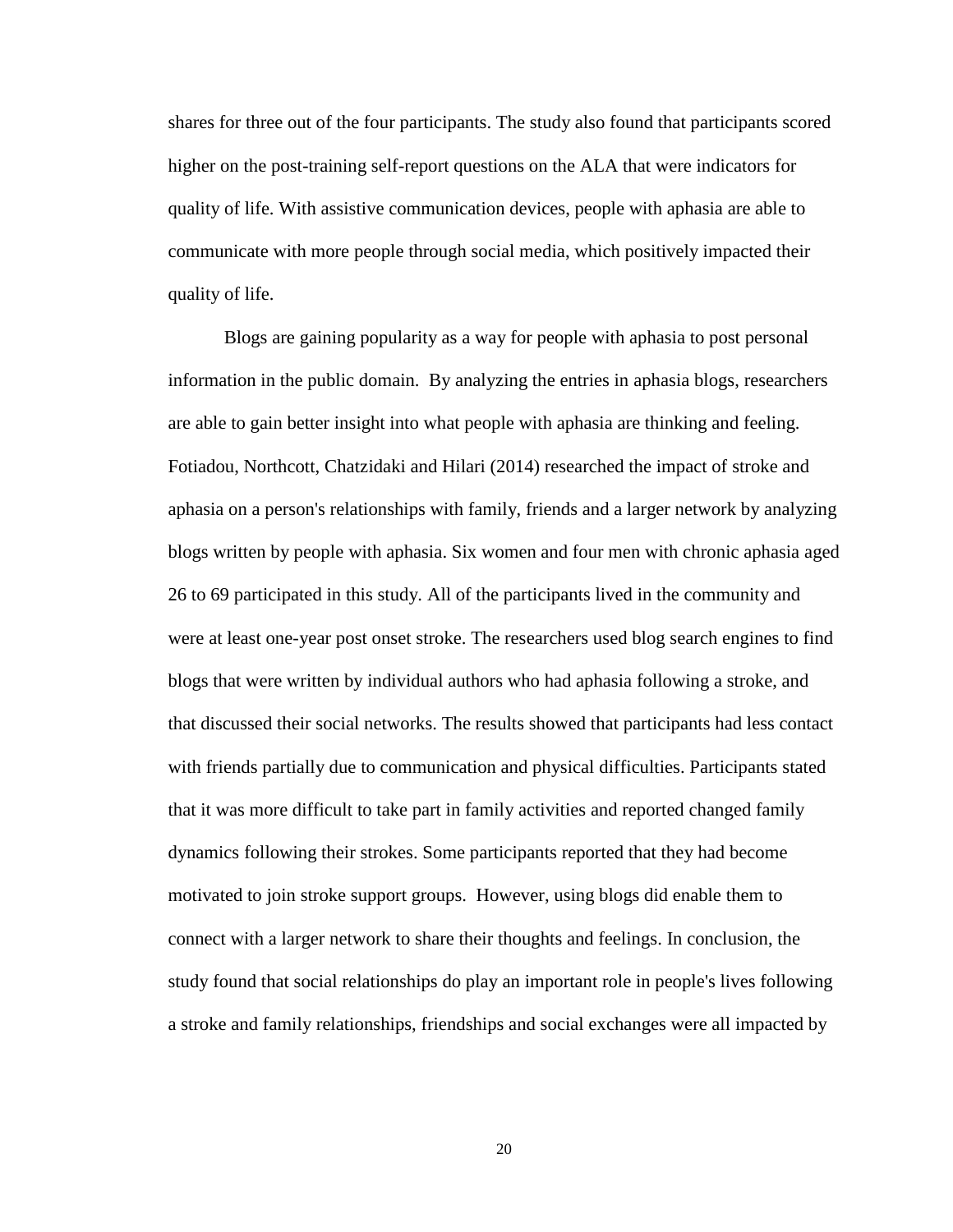shares for three out of the four participants. The study also found that participants scored higher on the post-training self-report questions on the ALA that were indicators for quality of life. With assistive communication devices, people with aphasia are able to communicate with more people through social media, which positively impacted their quality of life.

Blogs are gaining popularity as a way for people with aphasia to post personal information in the public domain. By analyzing the entries in aphasia blogs, researchers are able to gain better insight into what people with aphasia are thinking and feeling. Fotiadou, Northcott, Chatzidaki and Hilari (2014) researched the impact of stroke and aphasia on a person's relationships with family, friends and a larger network by analyzing blogs written by people with aphasia. Six women and four men with chronic aphasia aged 26 to 69 participated in this study. All of the participants lived in the community and were at least one-year post onset stroke. The researchers used blog search engines to find blogs that were written by individual authors who had aphasia following a stroke, and that discussed their social networks. The results showed that participants had less contact with friends partially due to communication and physical difficulties. Participants stated that it was more difficult to take part in family activities and reported changed family dynamics following their strokes. Some participants reported that they had become motivated to join stroke support groups. However, using blogs did enable them to connect with a larger network to share their thoughts and feelings. In conclusion, the study found that social relationships do play an important role in people's lives following a stroke and family relationships, friendships and social exchanges were all impacted by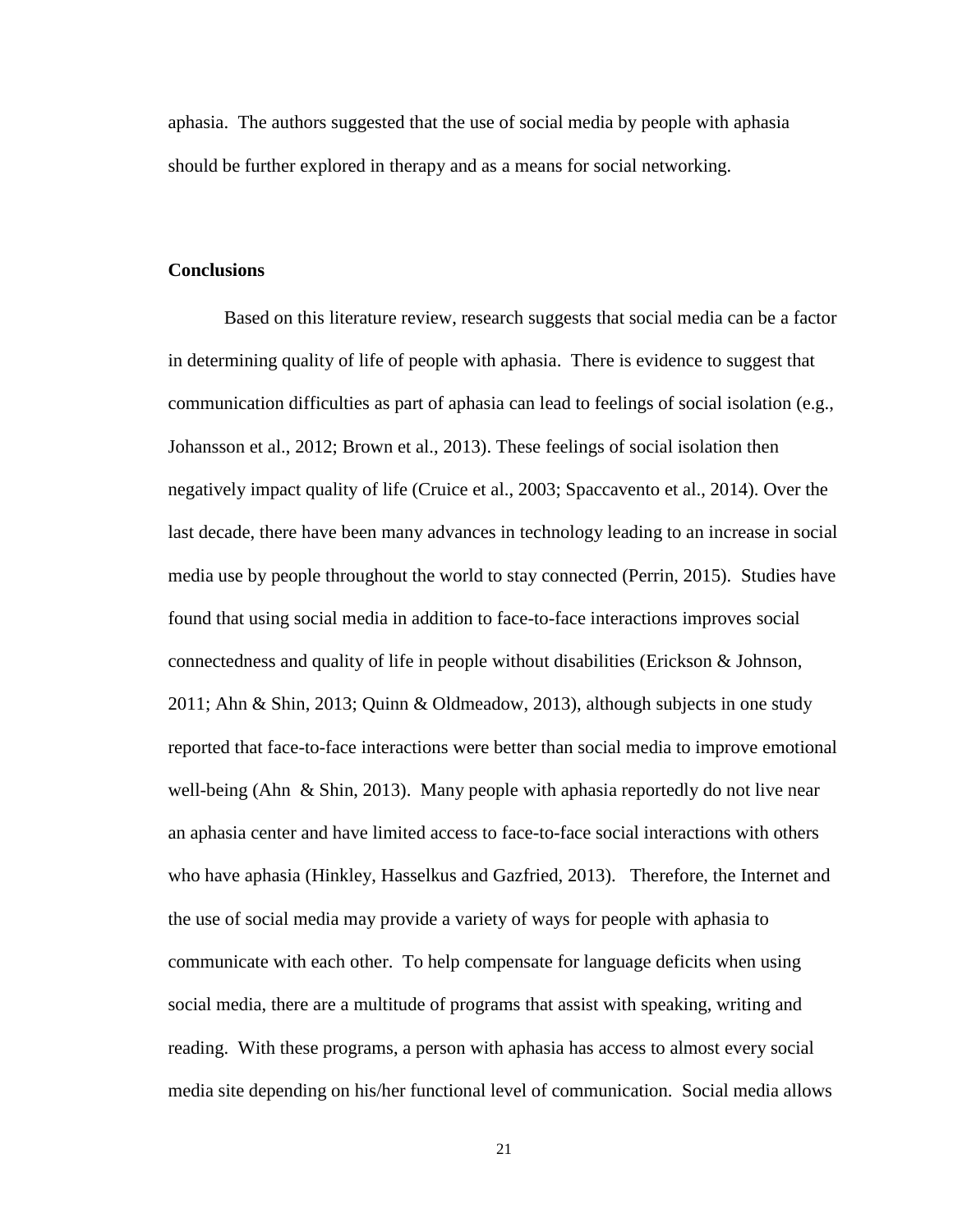aphasia. The authors suggested that the use of social media by people with aphasia should be further explored in therapy and as a means for social networking.

## Conclusions

Based on this literature review, research suggests that social media can be a factor in determining quality of life of people with aphasia. There is evidence to suggest that communication difficulties as part of aphasia can lead to feelings of social isolation (e.g., Johansson et al., 2012; Brown et al., 2013). These feelings of social isolation then negatively impact quality of life (Cruice et al., 2003; Spaccavento et al., 2014). Over the last decade, there have been many advances in technology leading to an increase in social media use by people throughout the world to stay connected (Perrin, 2015). Studies have found that using social media in addition to face-to-face interactions improves social connectedness and quality of life in people without disabilities (Erickson & Johnson, 2011; Ahn & Shin, 2013; Quinn & Oldmeadow, 2013), although subjects in one study reported that face-to-face interactions were better than social media to improve emotional well-being (Ahn & Shin, 2013). Many people with aphasia reportedly do not live near an aphasia center and have limited access to face-to-face social interactions with others who have aphasia (Hinkley, Hasselkus and Gazfried, 2013). Therefore, the Internet and the use of social media may provide a variety of ways for people with aphasia to communicate with each other. To help compensate for language deficits when using social media, there are a multitude of programs that assist with speaking, writing and reading. With these programs, a person with aphasia has access to almost every social media site depending on his/her functional level of communication. Social media allows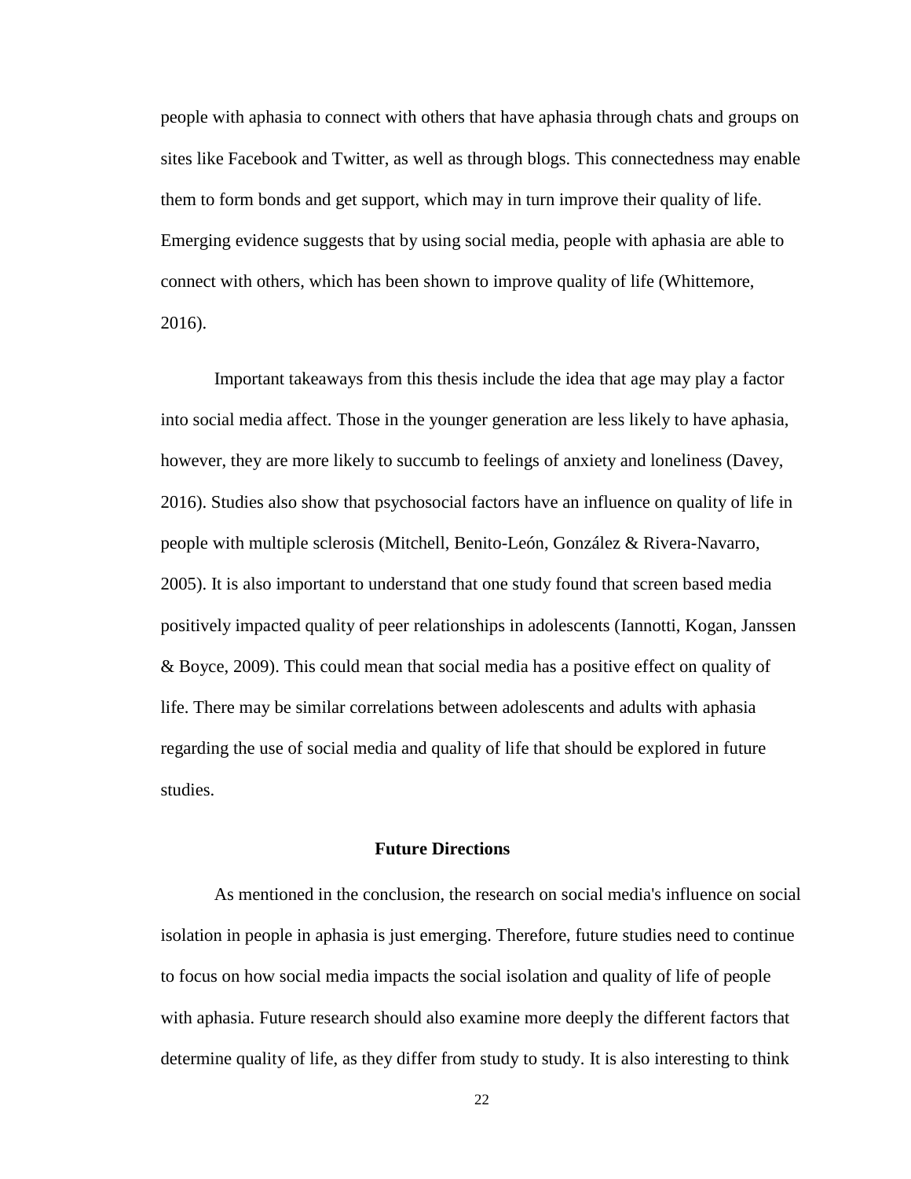people with aphasia to connect with others that have aphasia through chats and groups on sites like Facebook and Twitter, as well as through blogs. This connectedness may enable them to form bonds and get support, which may in turn improve their quality of life. Emerging evidence suggests that by using social media, people with aphasia are able to connect with others, which has been shown to improve quality of life (Whittemore, 2016).

Important takeaways from this thesis include the idea that age may play a factor into social media affect. Those in the younger generation are less likely to have aphasia, however, they are more likely to succumb to feelings of anxiety and loneliness (Davey, 2016). Studies also show that psychosocial factors have an influence on quality of life in people with multiple sclerosis (Mitchell, Benito-León, González & Rivera-Navarro, 2005). It is also important to understand that one study found that screen based media positively impacted quality of peer relationships in adolescents (Iannotti, Kogan, Janssen & Boyce, 2009). This could mean that social media has a positive effect on quality of life. There may be similar correlations between adolescents and adults with aphasia regarding the use of social media and quality of life that should be explored in future studies.

## Future Directions

As mentioned in the conclusion, the research on social media's influence on social isolation in people in aphasia is just emerging. Therefore, future studies need to continue to focus on how social media impacts the social isolation and quality of life of people with aphasia. Future research should also examine more deeply the different factors that determine quality of life, as they differ from study to study. It is also interesting to think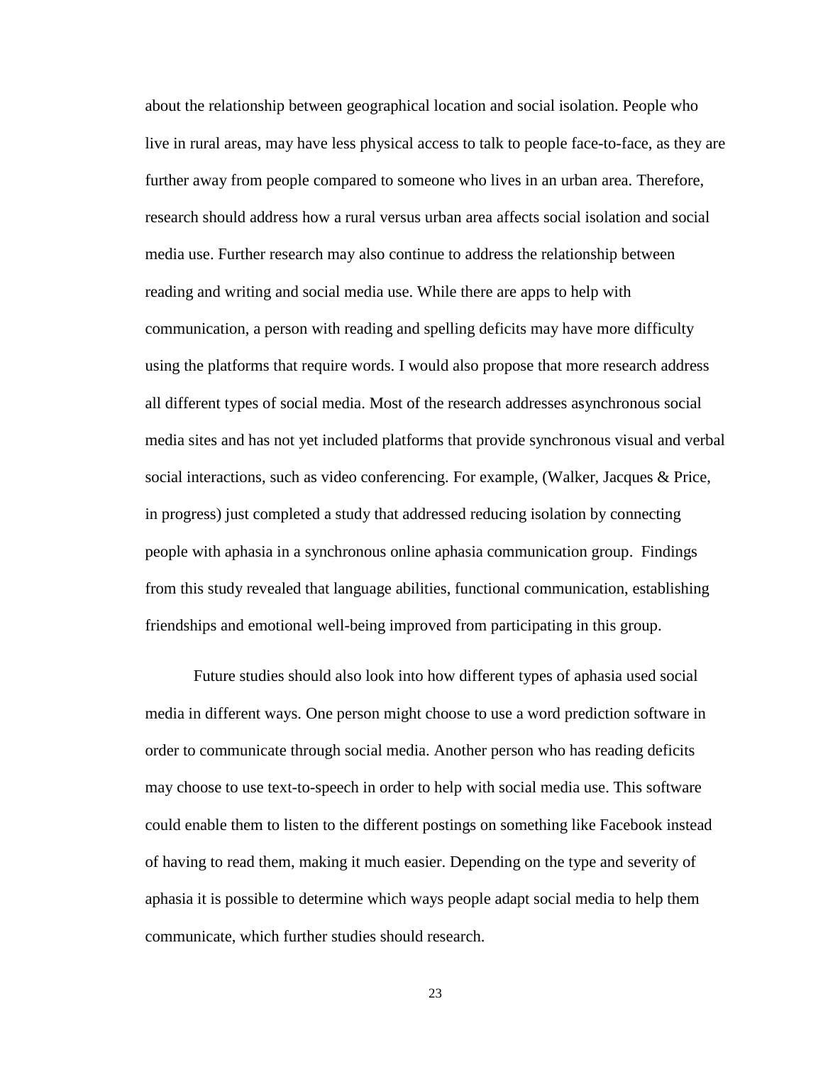about the relationship between geographical location and social isolation. People who live in rural areas, may have less physical access to talk to people face-to-face, as they are further away from people compared to someone who lives in an urban area. Therefore, research should address how a rural versus urban area affects social isolation and social media use. Further research may also continue to address the relationship between reading and writing and social media use. While there are apps to help with communication, a person with reading and spelling deficits may have more difficulty using the platforms that require words. I would also propose that more research address all different types of social media. Most of the research addresses asynchronous social media sites and has not yet included platforms that provide synchronous visual and verbal social interactions, such as video conferencing. For example, (Walker, Jacques & Price, in progress) just completed a study that addressed reducing isolation by connecting people with aphasia in a synchronous online aphasia communication group. Findings from this study revealed that language abilities, functional communication, establishing friendships and emotional well-being improved from participating in this group.

Future studies should also look into how different types of aphasia used social media in different ways. One person might choose to use a word prediction software in order to communicate through social media. Another person who has reading deficits may choose to use text-to-speech in order to help with social media use. This software could enable them to listen to the different postings on something like Facebook instead of having to read them, making it much easier. Depending on the type and severity of aphasia it is possible to determine which ways people adapt social media to help them communicate, which further studies should research.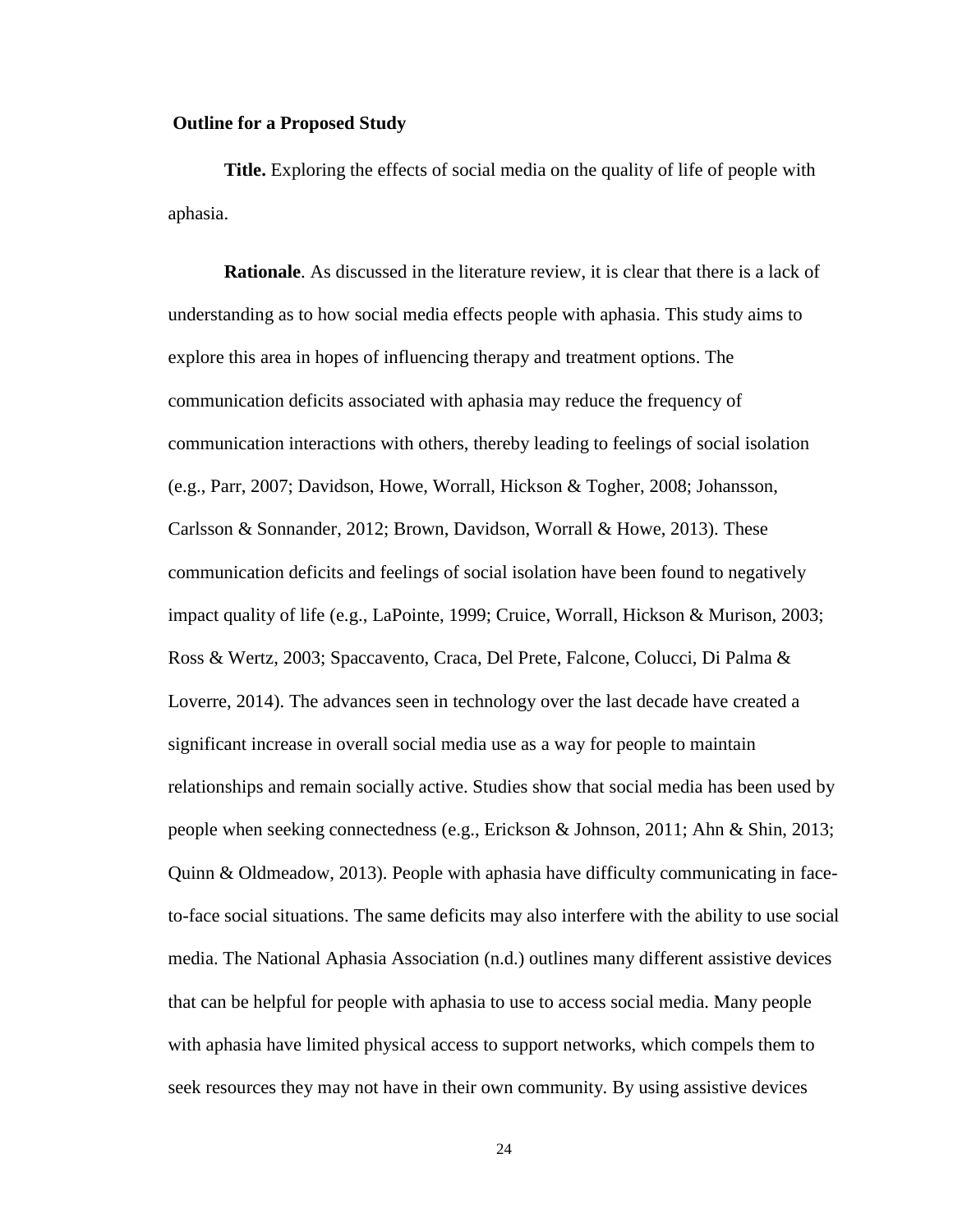**Outline for a Proposed Study**

**Title.** Exploring the effects of social media on the quality of life of people with aphasia.

**Rationale**. As discussed in the literature review, it is clear that there is a lack of understanding as to how social media effects people with aphasia. This study aims to explore this area in hopes of influencing therapy and treatment options. The communication deficits associated with aphasia may reduce the frequency of communication interactions with others, thereby leading to feelings of social isolation (e.g., Parr, 2007; Davidson, Howe, Worrall, Hickson & Togher, 2008; Johansson, Carlsson & Sonnander, 2012; Brown, Davidson, Worrall & Howe, 2013). These communication deficits and feelings of social isolation have been found to negatively impact quality of life (e.g., LaPointe, 1999; Cruice, Worrall, Hickson & Murison, 2003; Ross & Wertz, 2003; Spaccavento, Craca, Del Prete, Falcone, Colucci, Di Palma & Loverre, 2014). The advances seen in technology over the last decade have created a significant increase in overall social media use as a way for people to maintain relationships and remain socially active. Studies show that social media has been used by people when seeking connectedness (e.g., Erickson & Johnson, 2011; Ahn & Shin, 2013; Quinn & Oldmeadow, 2013). People with aphasia have difficulty communicating in face-to-face social situations. The same deficits may also interfere with the ability to use social media. The National Aphasia Association (n.d.) outlines many different assistive devices that can be helpful for people with aphasia to use to access social media. Many people with aphasia have limited physical access to support networks, which compels them to seek resources they may not have in their own community. By using assistive devices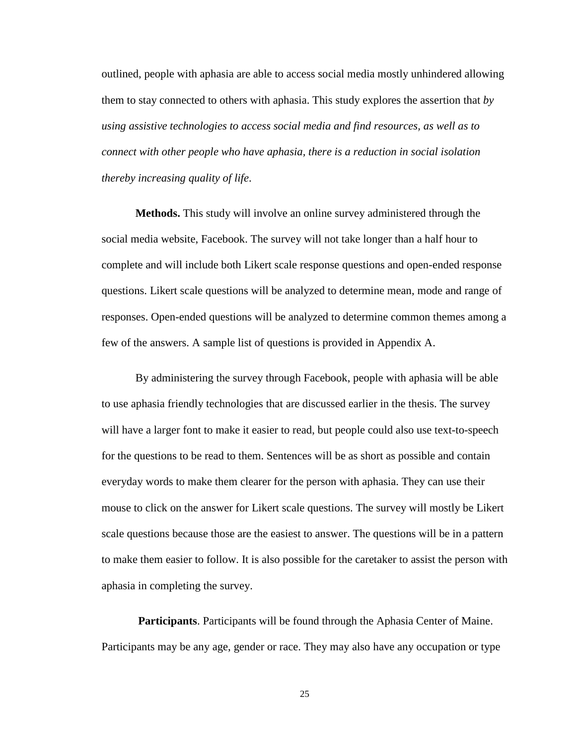outlined, people with aphasia are able to access social media mostly unhindered allowing them to stay connected to others with aphasia. This study explores the assertion that *by using assistive technologies to access social media and find resources, as well as to connect with other people who have aphasia, there is a reduction in social isolation thereby increasing quality of life*.

**Methods.** This study will involve an online survey administered through the social media website, Facebook. The survey will not take longer than a half hour to complete and will include both Likert scale response questions and open-ended response questions. Likert scale questions will be analyzed to determine mean, mode and range of responses. Open-ended questions will be analyzed to determine common themes among a few of the answers. A sample list of questions is provided in Appendix A.

By administering the survey through Facebook, people with aphasia will be able to use aphasia friendly technologies that are discussed earlier in the thesis. The survey will have a larger font to make it easier to read, but people could also use text-to-speech for the questions to be read to them. Sentences will be as short as possible and contain everyday words to make them clearer for the person with aphasia. They can use their mouse to click on the answer for Likert scale questions. The survey will mostly be Likert scale questions because those are the easiest to answer. The questions will be in a pattern to make them easier to follow. It is also possible for the caretaker to assist the person with aphasia in completing the survey.

**Participants**. Participants will be found through the Aphasia Center of Maine. Participants may be any age, gender or race. They may also have any occupation or type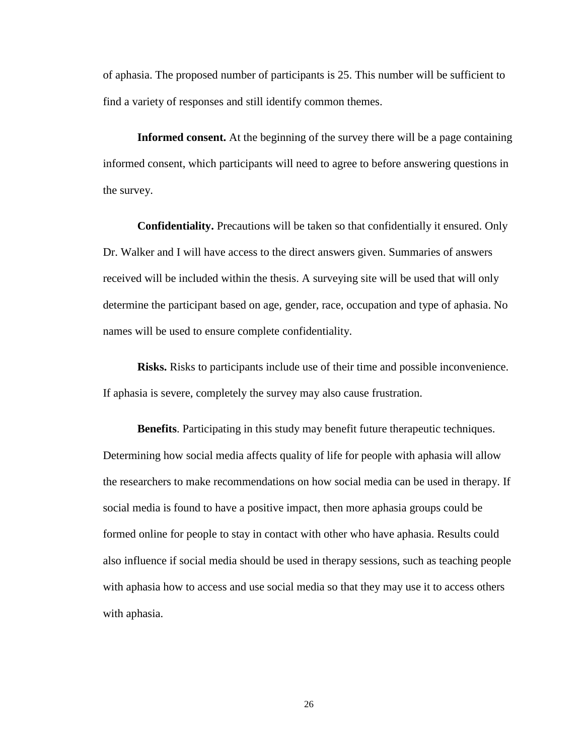of aphasia. The proposed number of participants is 25. This number will be sufficient to find a variety of responses and still identify common themes.

**Informed consent.** At the beginning of the survey there will be a page containing informed consent, which participants will need to agree to before answering questions in the survey.

**Confidentiality.** Precautions will be taken so that confidentially it ensured. Only Dr. Walker and I will have access to the direct answers given. Summaries of answers received will be included within the thesis. A surveying site will be used that will only determine the participant based on age, gender, race, occupation and type of aphasia. No names will be used to ensure complete confidentiality.

**Risks.** Risks to participants include use of their time and possible inconvenience. If aphasia is severe, completely the survey may also cause frustration.

**Benefits**. Participating in this study may benefit future therapeutic techniques. Determining how social media affects quality of life for people with aphasia will allow the researchers to make recommendations on how social media can be used in therapy. If social media is found to have a positive impact, then more aphasia groups could be formed online for people to stay in contact with other who have aphasia. Results could also influence if social media should be used in therapy sessions, such as teaching people with aphasia how to access and use social media so that they may use it to access others with aphasia.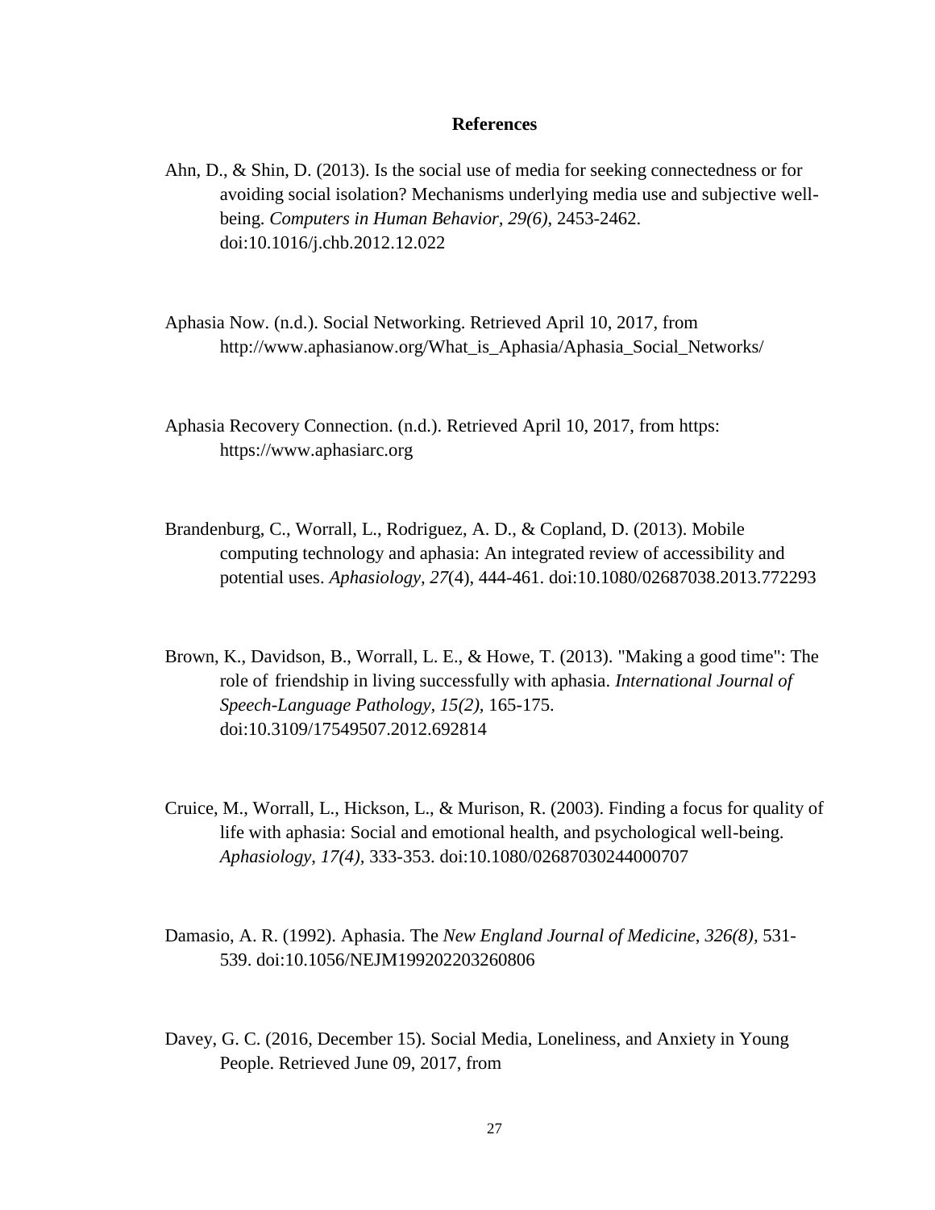## References

Ahn, D., & Shin, D. (2013). Is the social use of media for seeking connectedness or for avoiding social isolation? Mechanisms underlying media use and subjective well-being. *Computers in Human Behavior, 29(6)*, 2453-2462. doi:10.1016/j.chb.2012.12.022

Aphasia Now. (n.d.). Social Networking. Retrieved April 10, 2017, from http://www.aphasianow.org/What_is_Aphasia/Aphasia_Social_Networks/

Aphasia Recovery Connection. (n.d.). Retrieved April 10, 2017, from https: https://www.aphasiarc.org

Brandenburg, C., Worrall, L., Rodriguez, A. D., & Copland, D. (2013). Mobile computing technology and aphasia: An integrated review of accessibility and potential uses. *Aphasiology, 27*(4), 444-461. doi:10.1080/02687038.2013.772293

Brown, K., Davidson, B., Worrall, L. E., & Howe, T. (2013). "Making a good time": The role of friendship in living successfully with aphasia. *International Journal of Speech-Language Pathology, 15(2),* 165-175. doi:10.3109/17549507.2012.692814

Cruice, M., Worrall, L., Hickson, L., & Murison, R. (2003). Finding a focus for quality of life with aphasia: Social and emotional health, and psychological well-being. *Aphasiology*, *17(4),* 333-353. doi:10.1080/02687030244000707

Damasio, A. R. (1992). Aphasia. The *New England Journal of Medicine*, *326(8),* 531-539. doi:10.1056/NEJM199202203260806

Davey, G. C. (2016, December 15). Social Media, Loneliness, and Anxiety in Young People. Retrieved June 09, 2017, from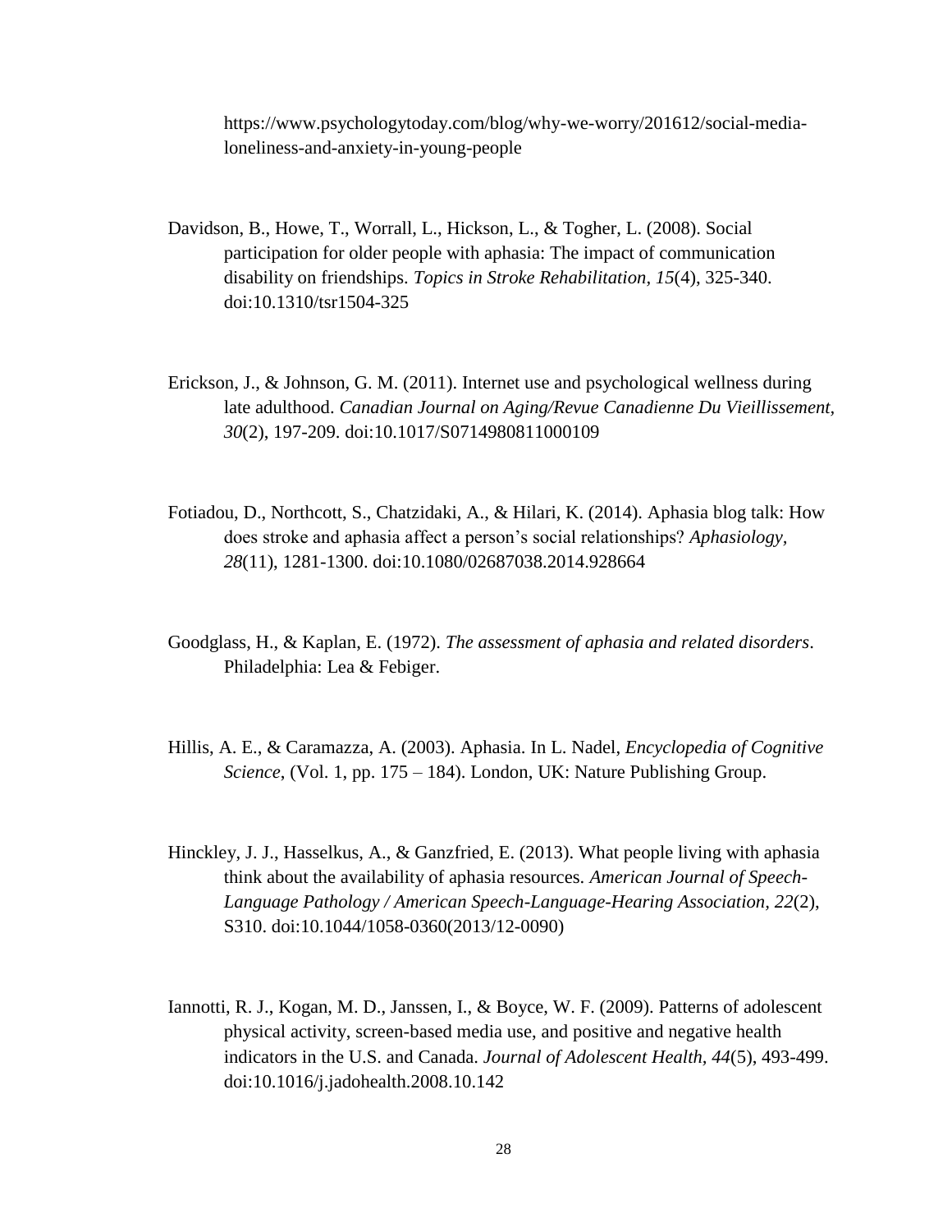https://www.psychologytoday.com/blog/why-we-worry/201612/social-media-loneliness-and-anxiety-in-young-people

Davidson, B., Howe, T., Worrall, L., Hickson, L., & Togher, L. (2008). Social participation for older people with aphasia: The impact of communication disability on friendships. *Topics in Stroke Rehabilitation*, *15*(4), 325-340. doi:10.1310/tsr1504-325

Erickson, J., & Johnson, G. M. (2011). Internet use and psychological wellness during late adulthood. *Canadian Journal on Aging/Revue Canadienne Du Vieillissement, 30*(2), 197-209. doi:10.1017/S0714980811000109

Fotiadou, D., Northcott, S., Chatzidaki, A., & Hilari, K. (2014). Aphasia blog talk: How does stroke and aphasia affect a person's social relationships? *Aphasiology*, *28*(11), 1281-1300. doi:10.1080/02687038.2014.928664

Goodglass, H., & Kaplan, E. (1972). *The assessment of aphasia and related disorders*. Philadelphia: Lea & Febiger.

Hillis, A. E., & Caramazza, A. (2003). Aphasia. In L. Nadel, *Encyclopedia of Cognitive Science*, (Vol. 1, pp. 175 – 184). London, UK: Nature Publishing Group.

Hinckley, J. J., Hasselkus, A., & Ganzfried, E. (2013). What people living with aphasia think about the availability of aphasia resources. *American Journal of Speech-Language Pathology / American Speech-Language-Hearing Association, 22*(2), S310. doi:10.1044/1058-0360(2013/12-0090)

Iannotti, R. J., Kogan, M. D., Janssen, I., & Boyce, W. F. (2009). Patterns of adolescent physical activity, screen-based media use, and positive and negative health indicators in the U.S. and Canada. *Journal of Adolescent Health*, *44*(5), 493-499. doi:10.1016/j.jadohealth.2008.10.142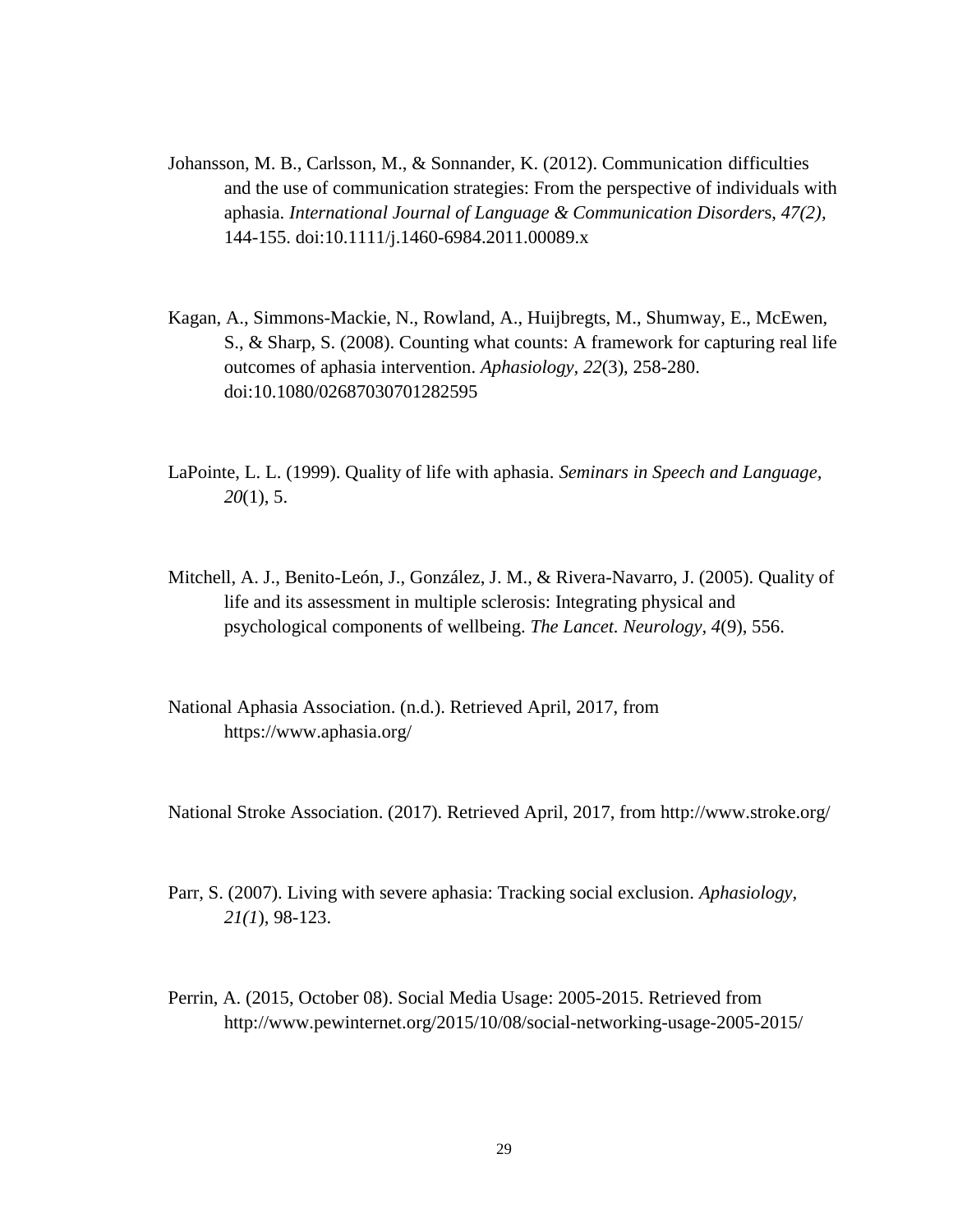Johansson, M. B., Carlsson, M., & Sonnander, K. (2012). Communication difficulties and the use of communication strategies: From the perspective of individuals with aphasia. *International Journal of Language & Communication Disorders*, *47(2)*, 144-155. doi:10.1111/j.1460-6984.2011.00089.x

Kagan, A., Simmons-Mackie, N., Rowland, A., Huijbregts, M., Shumway, E., McEwen, S., & Sharp, S. (2008). Counting what counts: A framework for capturing real life outcomes of aphasia intervention. *Aphasiology*, *22*(3), 258-280. doi:10.1080/02687030701282595

LaPointe, L. L. (1999). Quality of life with aphasia. *Seminars in Speech and Language*, *20*(1), 5.

Mitchell, A. J., Benito-León, J., González, J. M., & Rivera-Navarro, J. (2005). Quality of life and its assessment in multiple sclerosis: Integrating physical and psychological components of wellbeing. *The Lancet. Neurology*, *4*(9), 556.

National Aphasia Association. (n.d.). Retrieved April, 2017, from https://www.aphasia.org/

National Stroke Association. (2017). Retrieved April, 2017, from http://www.stroke.org/

Parr, S. (2007). Living with severe aphasia: Tracking social exclusion. *Aphasiology*, *21(1)*, 98-123.

Perrin, A. (2015, October 08). Social Media Usage: 2005-2015. Retrieved from http://www.pewinternet.org/2015/10/08/social-networking-usage-2005-2015/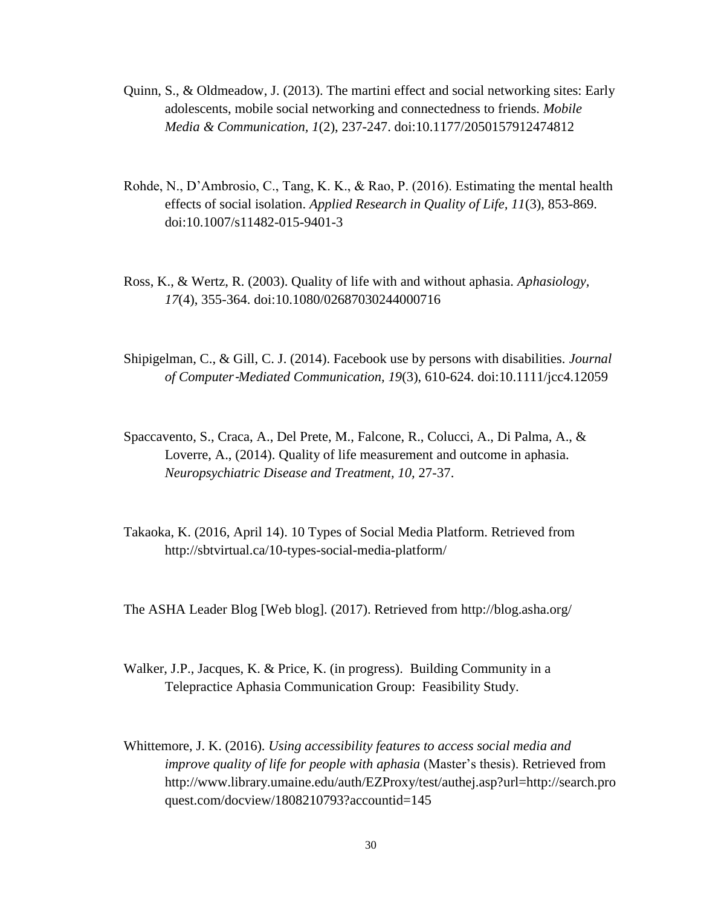Quinn, S., & Oldmeadow, J. (2013). The martini effect and social networking sites: Early adolescents, mobile social networking and connectedness to friends. *Mobile Media & Communication, 1*(2), 237-247. doi:10.1177/2050157912474812

Rohde, N., D'Ambrosio, C., Tang, K. K., & Rao, P. (2016). Estimating the mental health effects of social isolation. *Applied Research in Quality of Life, 11*(3), 853-869. doi:10.1007/s11482-015-9401-3

Ross, K., & Wertz, R. (2003). Quality of life with and without aphasia. *Aphasiology, 17*(4), 355-364. doi:10.1080/02687030244000716

Shipigelman, C., & Gill, C. J. (2014). Facebook use by persons with disabilities. *Journal of Computer-Mediated Communication, 19*(3), 610-624. doi:10.1111/jcc4.12059

Spaccavento, S., Craca, A., Del Prete, M., Falcone, R., Colucci, A., Di Palma, A., & Loverre, A., (2014). Quality of life measurement and outcome in aphasia. *Neuropsychiatric Disease and Treatment, 10,* 27-37.

Takaoka, K. (2016, April 14). 10 Types of Social Media Platform. Retrieved from http://sbtvirtual.ca/10-types-social-media-platform/

The ASHA Leader Blog [Web blog]. (2017). Retrieved from http://blog.asha.org/

Walker, J.P., Jacques, K. & Price, K. (in progress). Building Community in a Telepractice Aphasia Communication Group: Feasibility Study.

Whittemore, J. K. (2016). *Using accessibility features to access social media and improve quality of life for people with aphasia* (Master's thesis). Retrieved from http://www.library.umaine.edu/auth/EZProxy/test/authej.asp?url=http://search.proquest.com/docview/1808210793?accountid=145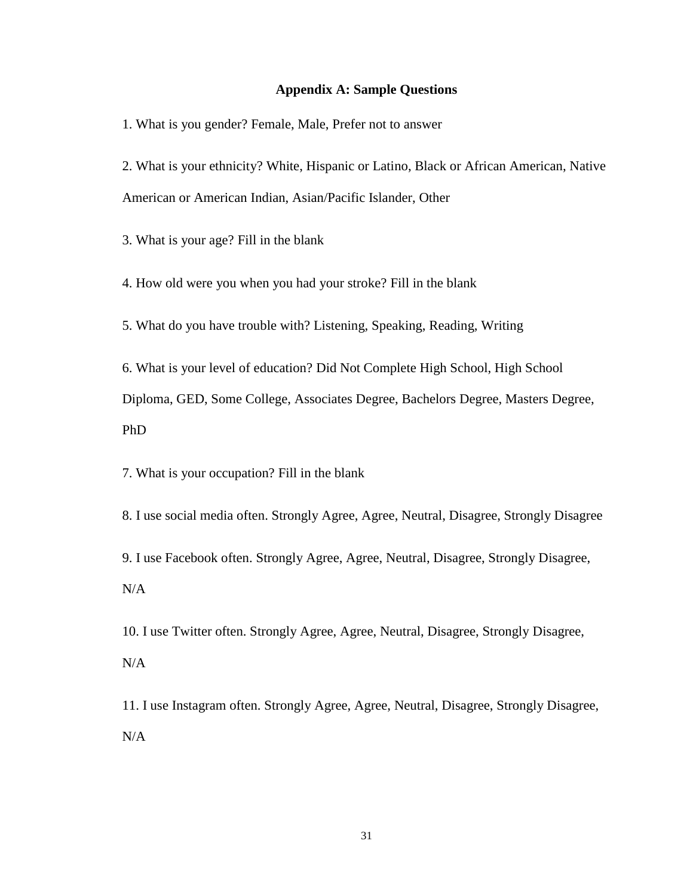## Appendix A: Sample Questions

1. What is you gender? Female, Male, Prefer not to answer

2. What is your ethnicity? White, Hispanic or Latino, Black or African American, Native American or American Indian, Asian/Pacific Islander, Other

3. What is your age? Fill in the blank

4. How old were you when you had your stroke? Fill in the blank

5. What do you have trouble with? Listening, Speaking, Reading, Writing

6. What is your level of education? Did Not Complete High School, High School Diploma, GED, Some College, Associates Degree, Bachelors Degree, Masters Degree, PhD

7. What is your occupation? Fill in the blank

8. I use social media often. Strongly Agree, Agree, Neutral, Disagree, Strongly Disagree

9. I use Facebook often. Strongly Agree, Agree, Neutral, Disagree, Strongly Disagree, N/A

10. I use Twitter often. Strongly Agree, Agree, Neutral, Disagree, Strongly Disagree, N/A

11. I use Instagram often. Strongly Agree, Agree, Neutral, Disagree, Strongly Disagree, N/A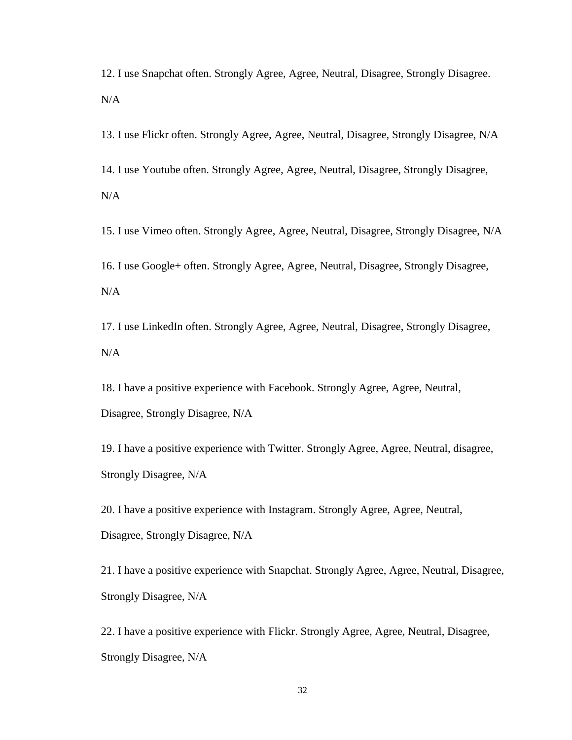12. I use Snapchat often. Strongly Agree, Agree, Neutral, Disagree, Strongly Disagree. N/A

13. I use Flickr often. Strongly Agree, Agree, Neutral, Disagree, Strongly Disagree, N/A

14. I use Youtube often. Strongly Agree, Agree, Neutral, Disagree, Strongly Disagree, N/A

15. I use Vimeo often. Strongly Agree, Agree, Neutral, Disagree, Strongly Disagree, N/A

16. I use Google+ often. Strongly Agree, Agree, Neutral, Disagree, Strongly Disagree, N/A

17. I use LinkedIn often. Strongly Agree, Agree, Neutral, Disagree, Strongly Disagree, N/A

18. I have a positive experience with Facebook. Strongly Agree, Agree, Neutral, Disagree, Strongly Disagree, N/A

19. I have a positive experience with Twitter. Strongly Agree, Agree, Neutral, disagree, Strongly Disagree, N/A

20. I have a positive experience with Instagram. Strongly Agree, Agree, Neutral, Disagree, Strongly Disagree, N/A

21. I have a positive experience with Snapchat. Strongly Agree, Agree, Neutral, Disagree, Strongly Disagree, N/A

22. I have a positive experience with Flickr. Strongly Agree, Agree, Neutral, Disagree, Strongly Disagree, N/A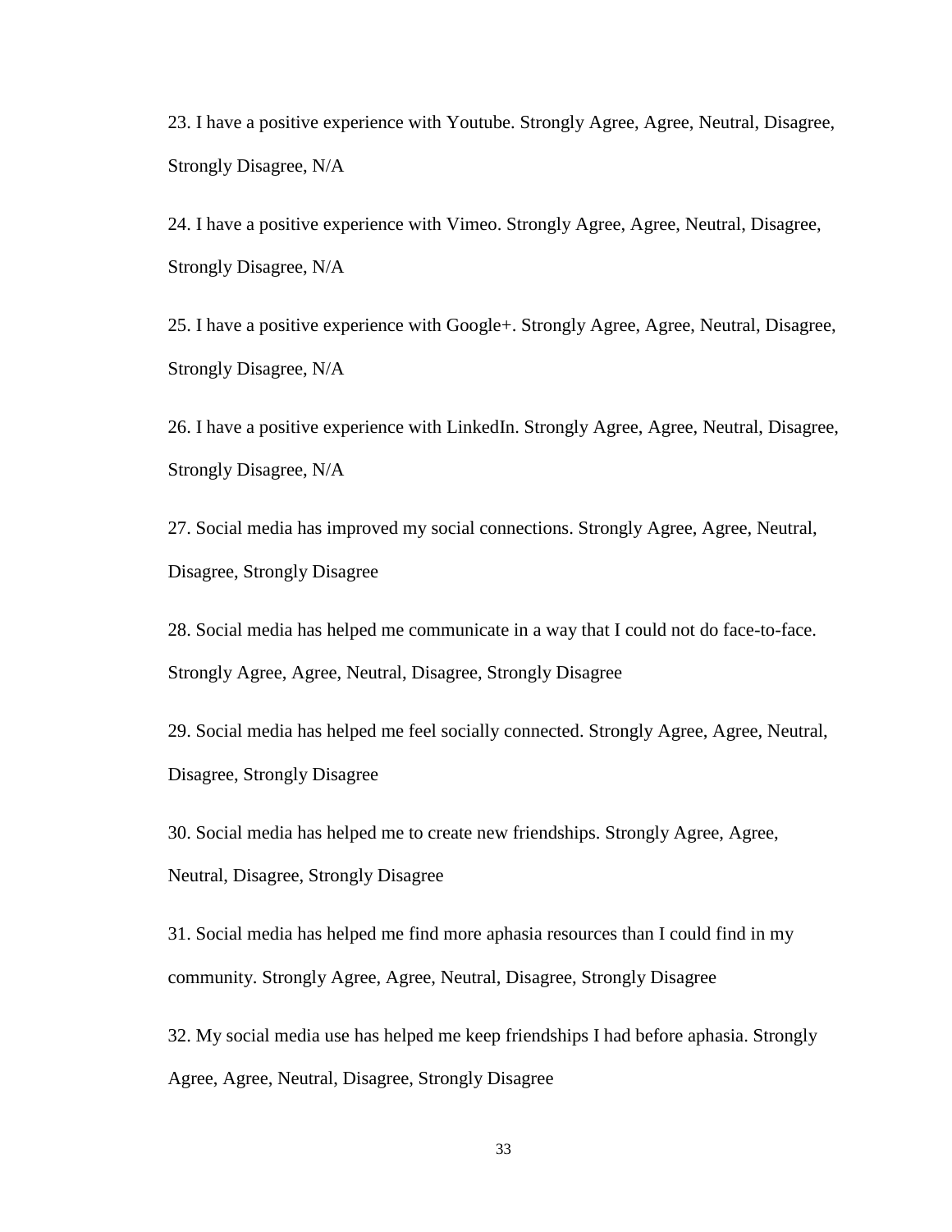23. I have a positive experience with Youtube. Strongly Agree, Agree, Neutral, Disagree, Strongly Disagree, N/A

24. I have a positive experience with Vimeo. Strongly Agree, Agree, Neutral, Disagree, Strongly Disagree, N/A

25. I have a positive experience with Google+. Strongly Agree, Agree, Neutral, Disagree, Strongly Disagree, N/A

26. I have a positive experience with LinkedIn. Strongly Agree, Agree, Neutral, Disagree, Strongly Disagree, N/A

27. Social media has improved my social connections. Strongly Agree, Agree, Neutral, Disagree, Strongly Disagree

28. Social media has helped me communicate in a way that I could not do face-to-face. Strongly Agree, Agree, Neutral, Disagree, Strongly Disagree

29. Social media has helped me feel socially connected. Strongly Agree, Agree, Neutral, Disagree, Strongly Disagree

30. Social media has helped me to create new friendships. Strongly Agree, Agree, Neutral, Disagree, Strongly Disagree

31. Social media has helped me find more aphasia resources than I could find in my community. Strongly Agree, Agree, Neutral, Disagree, Strongly Disagree

32. My social media use has helped me keep friendships I had before aphasia. Strongly Agree, Agree, Neutral, Disagree, Strongly Disagree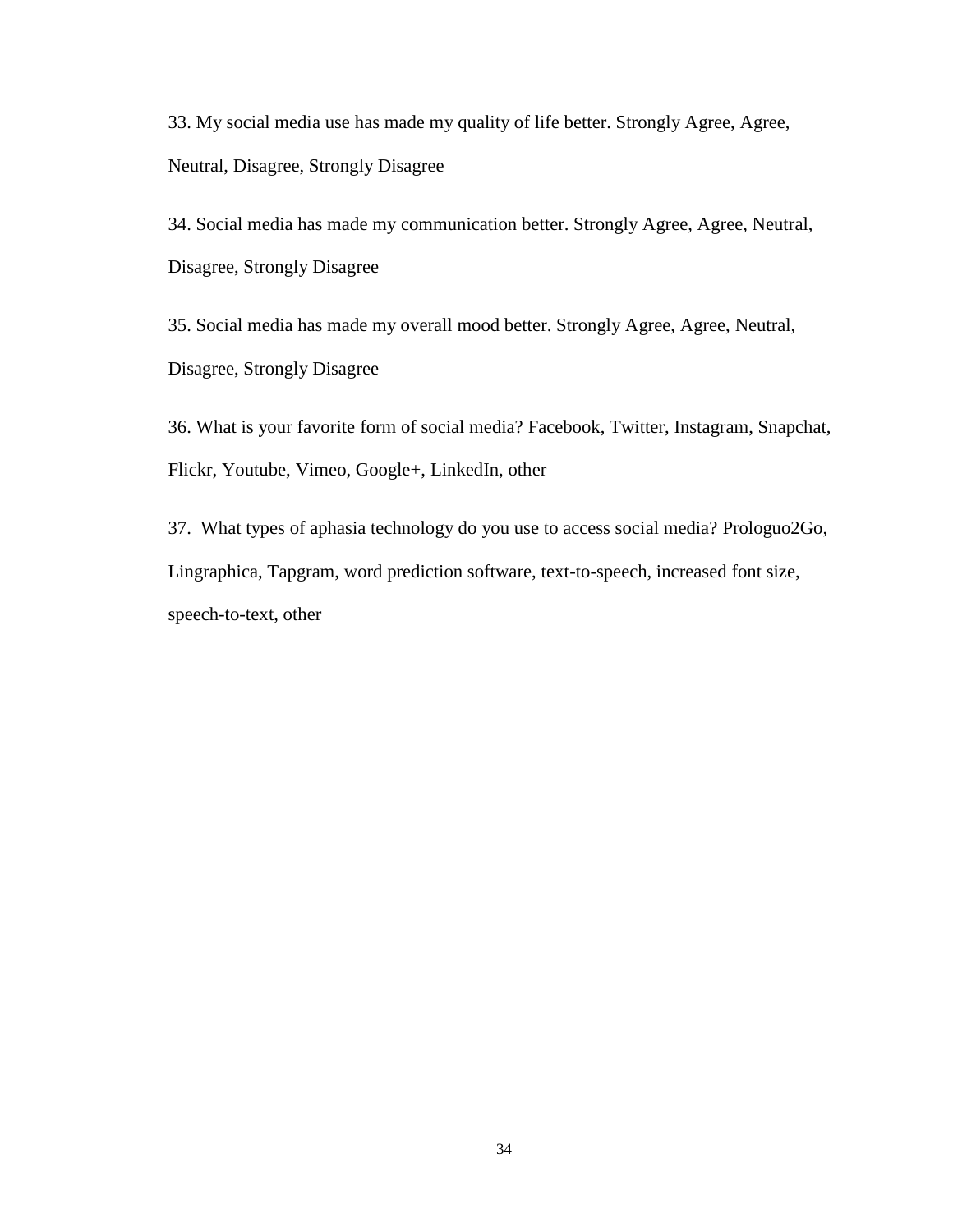33. My social media use has made my quality of life better. Strongly Agree, Agree, Neutral, Disagree, Strongly Disagree

34. Social media has made my communication better. Strongly Agree, Agree, Neutral, Disagree, Strongly Disagree

35. Social media has made my overall mood better. Strongly Agree, Agree, Neutral, Disagree, Strongly Disagree

36. What is your favorite form of social media? Facebook, Twitter, Instagram, Snapchat, Flickr, Youtube, Vimeo, Google+, LinkedIn, other

37. What types of aphasia technology do you use to access social media? Prologuo2Go, Lingraphica, Tapgram, word prediction software, text-to-speech, increased font size, speech-to-text, other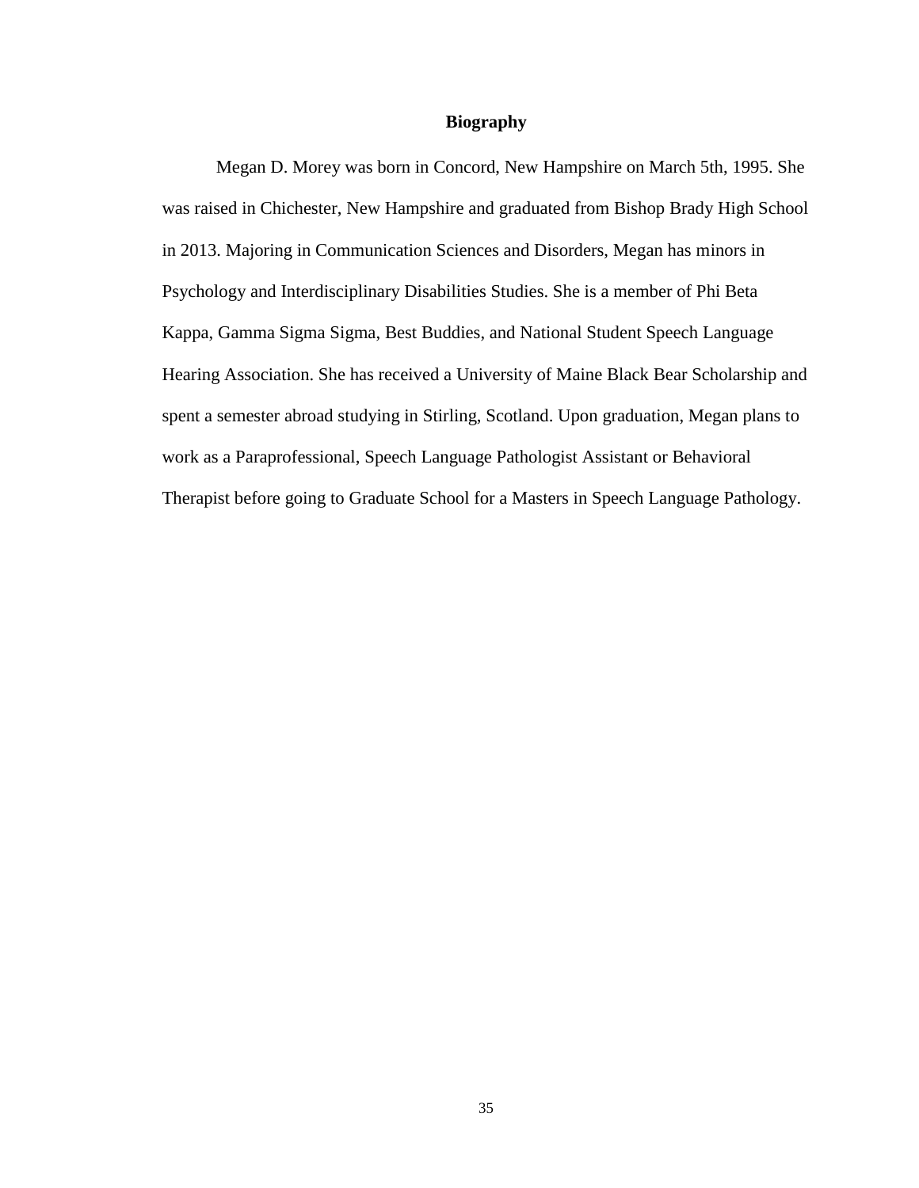## Biography

Megan D. Morey was born in Concord, New Hampshire on March 5th, 1995. She was raised in Chichester, New Hampshire and graduated from Bishop Brady High School in 2013. Majoring in Communication Sciences and Disorders, Megan has minors in Psychology and Interdisciplinary Disabilities Studies. She is a member of Phi Beta Kappa, Gamma Sigma Sigma, Best Buddies, and National Student Speech Language Hearing Association. She has received a University of Maine Black Bear Scholarship and spent a semester abroad studying in Stirling, Scotland. Upon graduation, Megan plans to work as a Paraprofessional, Speech Language Pathologist Assistant or Behavioral Therapist before going to Graduate School for a Masters in Speech Language Pathology.